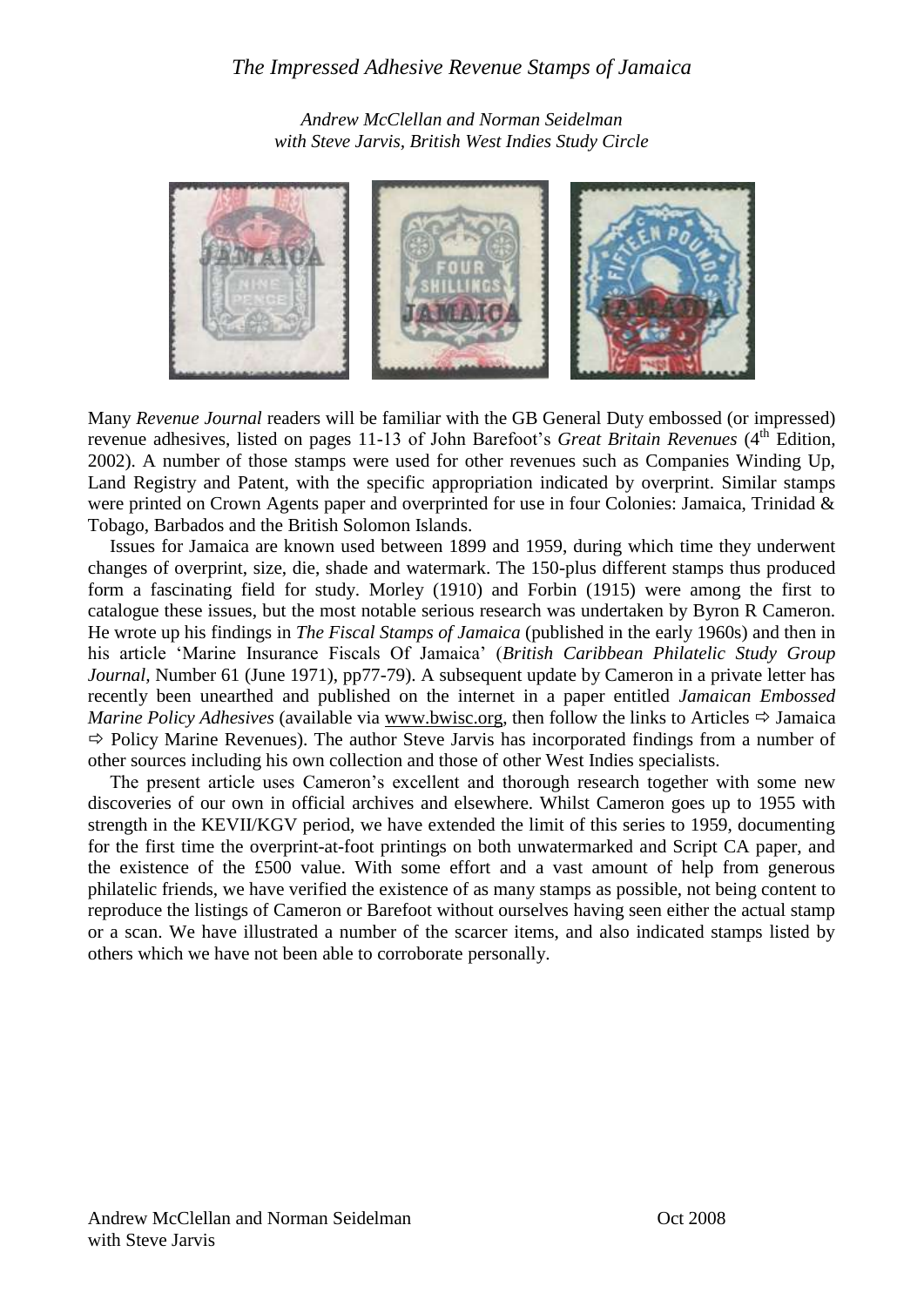# *The Impressed Adhesive Revenue Stamps of Jamaica*

*Andrew McClellan and Norman Seidelman*
*with Steve Jarvis, British West Indies Study Circle*

Many *Revenue Journal* readers will be familiar with the GB General Duty embossed (or impressed) revenue adhesives, listed on pages 11-13 of John Barefoot's *Great Britain Revenues* (4th Edition, 2002). A number of those stamps were used for other revenues such as Companies Winding Up, Land Registry and Patent, with the specific appropriation indicated by overprint. Similar stamps were printed on Crown Agents paper and overprinted for use in four Colonies: Jamaica, Trinidad & Tobago, Barbados and the British Solomon Islands.

Issues for Jamaica are known used between 1899 and 1959, during which time they underwent changes of overprint, size, die, shade and watermark. The 150-plus different stamps thus produced form a fascinating field for study. Morley (1910) and Forbin (1915) were among the first to catalogue these issues, but the most notable serious research was undertaken by Byron R Cameron. He wrote up his findings in *The Fiscal Stamps of Jamaica* (published in the early 1960s) and then in his article 'Marine Insurance Fiscals Of Jamaica' (*British Caribbean Philatelic Study Group Journal*, Number 61 (June 1971), pp77-79). A subsequent update by Cameron in a private letter has recently been unearthed and published on the internet in a paper entitled *Jamaican Embossed Marine Policy Adhesives* (available via www.bwisc.org, then follow the links to Articles ⇨ Jamaica ⇨ Policy Marine Revenues). The author Steve Jarvis has incorporated findings from a number of other sources including his own collection and those of other West Indies specialists.

The present article uses Cameron's excellent and thorough research together with some new discoveries of our own in official archives and elsewhere. Whilst Cameron goes up to 1955 with strength in the KEVII/KGV period, we have extended the limit of this series to 1959, documenting for the first time the overprint-at-foot printings on both unwatermarked and Script CA paper, and the existence of the £500 value. With some effort and a vast amount of help from generous philatelic friends, we have verified the existence of as many stamps as possible, not being content to reproduce the listings of Cameron or Barefoot without ourselves having seen either the actual stamp or a scan. We have illustrated a number of the scarcer items, and also indicated stamps listed by others which we have not been able to corroborate personally.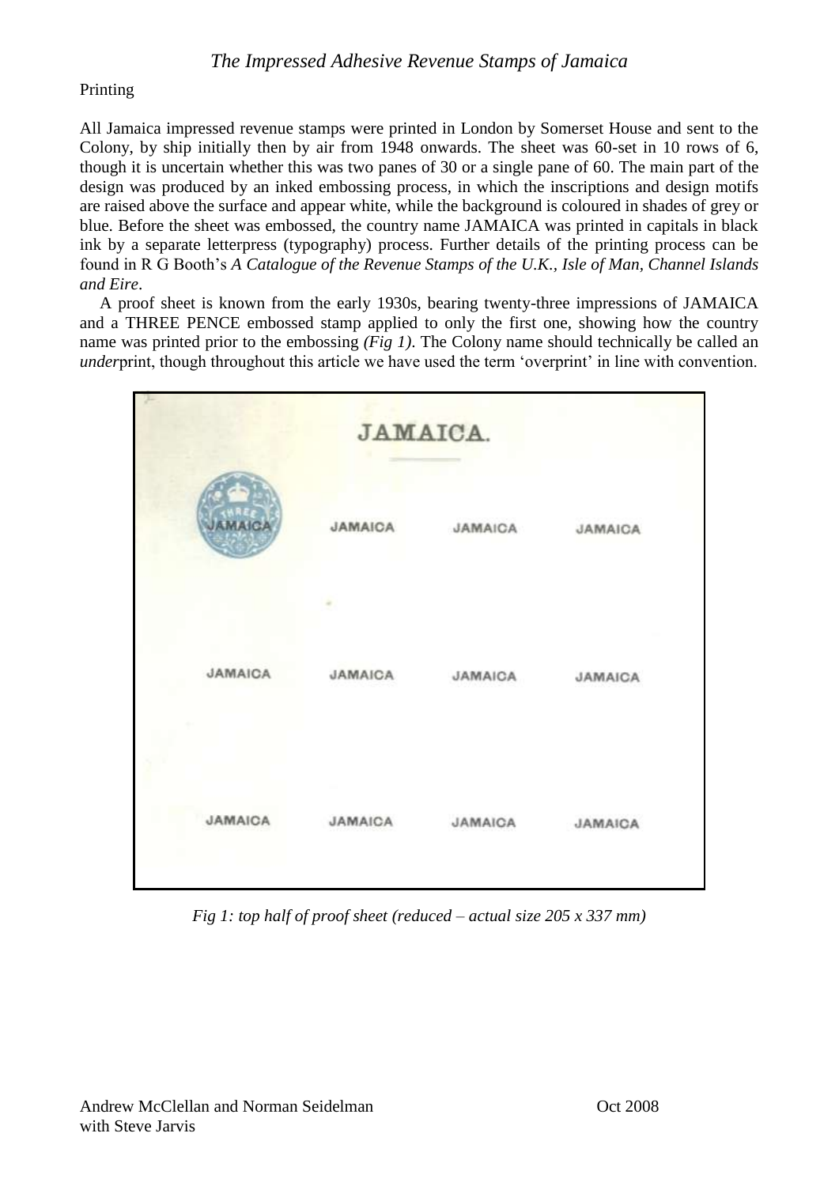## Printing

All Jamaica impressed revenue stamps were printed in London by Somerset House and sent to the Colony, by ship initially then by air from 1948 onwards. The sheet was 60-set in 10 rows of 6, though it is uncertain whether this was two panes of 30 or a single pane of 60. The main part of the design was produced by an inked embossing process, in which the inscriptions and design motifs are raised above the surface and appear white, while the background is coloured in shades of grey or blue. Before the sheet was embossed, the country name JAMAICA was printed in capitals in black ink by a separate letterpress (typography) process. Further details of the printing process can be found in R G Booth's *A Catalogue of the Revenue Stamps of the U.K., Isle of Man, Channel Islands and Eire*.

A proof sheet is known from the early 1930s, bearing twenty-three impressions of JAMAICA and a THREE PENCE embossed stamp applied to only the first one, showing how the country name was printed prior to the embossing *(Fig 1)*. The Colony name should technically be called an *under*print, though throughout this article we have used the term 'overprint' in line with convention.

*Fig 1: top half of proof sheet (reduced – actual size 205 x 337 mm)*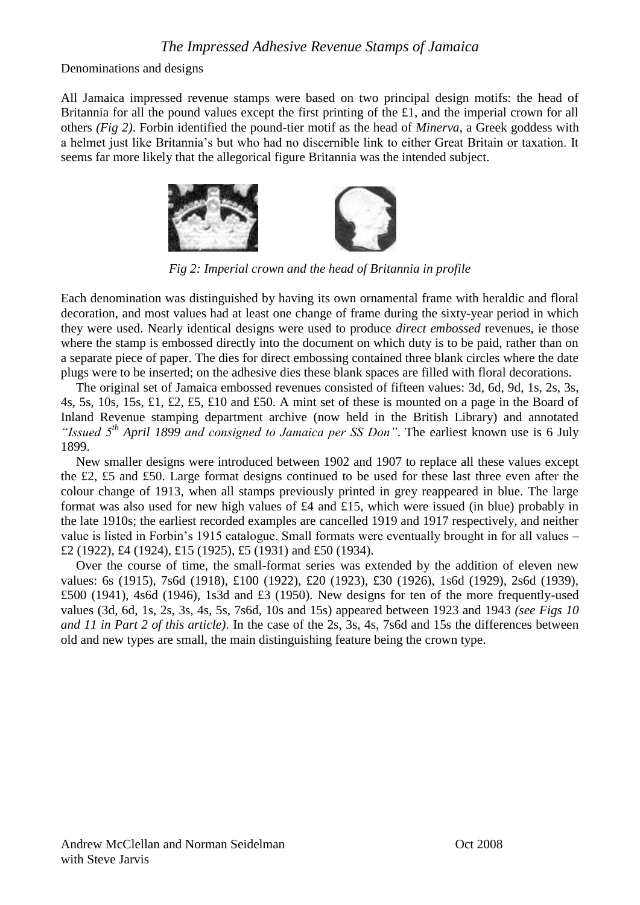Denominations and designs

All Jamaica impressed revenue stamps were based on two principal design motifs: the head of Britannia for all the pound values except the first printing of the £1, and the imperial crown for all others *(Fig 2)*. Forbin identified the pound-tier motif as the head of *Minerva*, a Greek goddess with a helmet just like Britannia's but who had no discernible link to either Great Britain or taxation. It seems far more likely that the allegorical figure Britannia was the intended subject.

*Fig 2: Imperial crown and the head of Britannia in profile*

Each denomination was distinguished by having its own ornamental frame with heraldic and floral decoration, and most values had at least one change of frame during the sixty-year period in which they were used. Nearly identical designs were used to produce *direct embossed* revenues, ie those where the stamp is embossed directly into the document on which duty is to be paid, rather than on a separate piece of paper. The dies for direct embossing contained three blank circles where the date plugs were to be inserted; on the adhesive dies these blank spaces are filled with floral decorations.

The original set of Jamaica embossed revenues consisted of fifteen values: 3d, 6d, 9d, 1s, 2s, 3s, 4s, 5s, 10s, 15s, £1, £2, £5, £10 and £50. A mint set of these is mounted on a page in the Board of Inland Revenue stamping department archive (now held in the British Library) and annotated *"Issued 5th April 1899 and consigned to Jamaica per SS Don"*. The earliest known use is 6 July 1899.

New smaller designs were introduced between 1902 and 1907 to replace all these values except the £2, £5 and £50. Large format designs continued to be used for these last three even after the colour change of 1913, when all stamps previously printed in grey reappeared in blue. The large format was also used for new high values of £4 and £15, which were issued (in blue) probably in the late 1910s; the earliest recorded examples are cancelled 1919 and 1917 respectively, and neither value is listed in Forbin's 1915 catalogue. Small formats were eventually brought in for all values – £2 (1922), £4 (1924), £15 (1925), £5 (1931) and £50 (1934).

Over the course of time, the small-format series was extended by the addition of eleven new values: 6s (1915), 7s6d (1918), £100 (1922), £20 (1923), £30 (1926), 1s6d (1929), 2s6d (1939), £500 (1941), 4s6d (1946), 1s3d and £3 (1950). New designs for ten of the more frequently-used values (3d, 6d, 1s, 2s, 3s, 4s, 5s, 7s6d, 10s and 15s) appeared between 1923 and 1943 *(see Figs 10 and 11 in Part 2 of this article)*. In the case of the 2s, 3s, 4s, 7s6d and 15s the differences between old and new types are small, the main distinguishing feature being the crown type.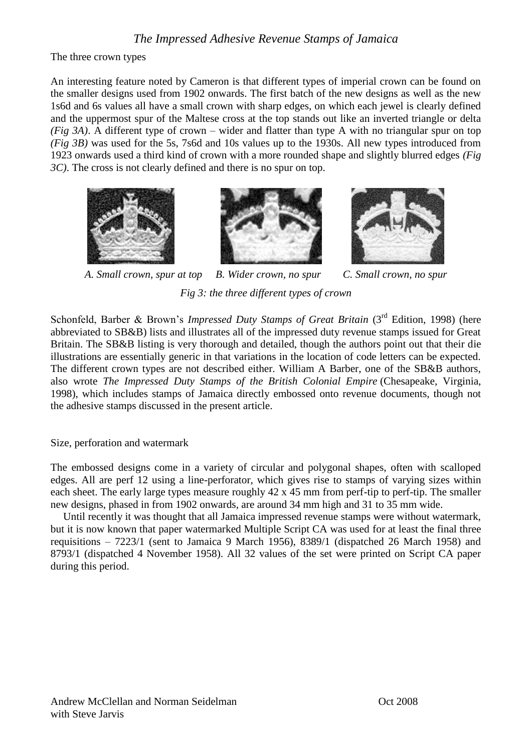The three crown types

An interesting feature noted by Cameron is that different types of imperial crown can be found on the smaller designs used from 1902 onwards. The first batch of the new designs as well as the new 1s6d and 6s values all have a small crown with sharp edges, on which each jewel is clearly defined and the uppermost spur of the Maltese cross at the top stands out like an inverted triangle or delta *(Fig 3A)*. A different type of crown – wider and flatter than type A with no triangular spur on top *(Fig 3B)* was used for the 5s, 7s6d and 10s values up to the 1930s. All new types introduced from 1923 onwards used a third kind of crown with a more rounded shape and slightly blurred edges *(Fig 3C)*. The cross is not clearly defined and there is no spur on top.

*A. Small crown, spur at top* *B. Wider crown, no spur* *C. Small crown, no spur*

*Fig 3: the three different types of crown*

Schonfeld, Barber & Brown's *Impressed Duty Stamps of Great Britain* (3rd Edition, 1998) (here abbreviated to SB&B) lists and illustrates all of the impressed duty revenue stamps issued for Great Britain. The SB&B listing is very thorough and detailed, though the authors point out that their die illustrations are essentially generic in that variations in the location of code letters can be expected. The different crown types are not described either. William A Barber, one of the SB&B authors, also wrote *The Impressed Duty Stamps of the British Colonial Empire* (Chesapeake, Virginia, 1998), which includes stamps of Jamaica directly embossed onto revenue documents, though not the adhesive stamps discussed in the present article.

Size, perforation and watermark

The embossed designs come in a variety of circular and polygonal shapes, often with scalloped edges. All are perf 12 using a line-perforator, which gives rise to stamps of varying sizes within each sheet. The early large types measure roughly 42 x 45 mm from perf-tip to perf-tip. The smaller new designs, phased in from 1902 onwards, are around 34 mm high and 31 to 35 mm wide.

Until recently it was thought that all Jamaica impressed revenue stamps were without watermark, but it is now known that paper watermarked Multiple Script CA was used for at least the final three requisitions – 7223/1 (sent to Jamaica 9 March 1956), 8389/1 (dispatched 26 March 1958) and 8793/1 (dispatched 4 November 1958). All 32 values of the set were printed on Script CA paper during this period.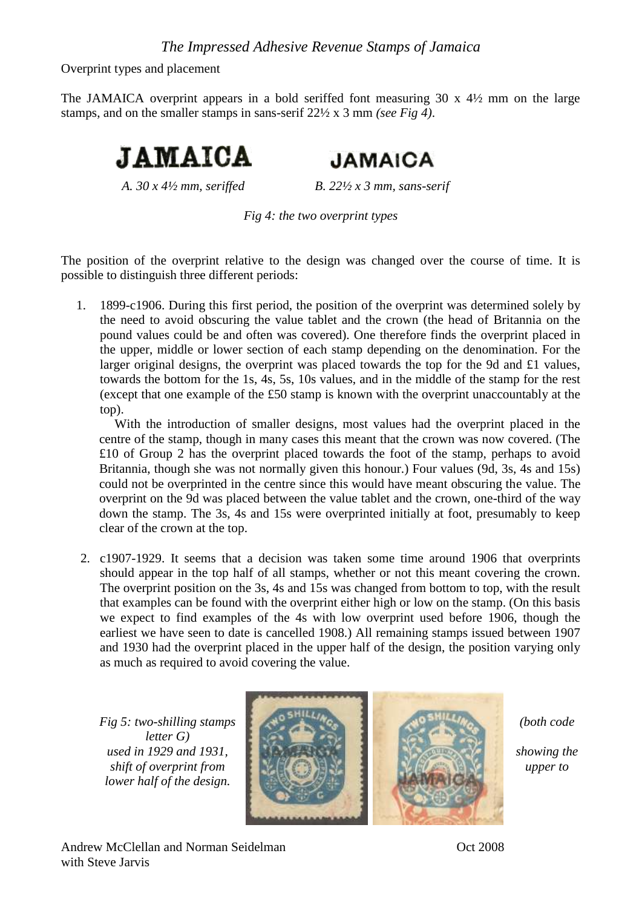Overprint types and placement

The JAMAICA overprint appears in a bold seriffed font measuring 30 x 4½ mm on the large stamps, and on the smaller stamps in sans-serif 22½ x 3 mm *(see Fig 4)*.

*A. 30 x 4½ mm, seriffed* *B. 22½ x 3 mm, sans-serif*

*Fig 4: the two overprint types*

The position of the overprint relative to the design was changed over the course of time. It is possible to distinguish three different periods:

1. 1899-c1906. During this first period, the position of the overprint was determined solely by the need to avoid obscuring the value tablet and the crown (the head of Britannia on the pound values could be and often was covered). One therefore finds the overprint placed in the upper, middle or lower section of each stamp depending on the denomination. For the larger original designs, the overprint was placed towards the top for the 9d and £1 values, towards the bottom for the 1s, 4s, 5s, 10s values, and in the middle of the stamp for the rest (except that one example of the £50 stamp is known with the overprint unaccountably at the top).

   With the introduction of smaller designs, most values had the overprint placed in the centre of the stamp, though in many cases this meant that the crown was now covered. (The £10 of Group 2 has the overprint placed towards the foot of the stamp, perhaps to avoid Britannia, though she was not normally given this honour.) Four values (9d, 3s, 4s and 15s) could not be overprinted in the centre since this would have meant obscuring the value. The overprint on the 9d was placed between the value tablet and the crown, one-third of the way down the stamp. The 3s, 4s and 15s were overprinted initially at foot, presumably to keep clear of the crown at the top.

2. c1907-1929. It seems that a decision was taken some time around 1906 that overprints should appear in the top half of all stamps, whether or not this meant covering the crown. The overprint position on the 3s, 4s and 15s was changed from bottom to top, with the result that examples can be found with the overprint either high or low on the stamp. (On this basis we expect to find examples of the 4s with low overprint used before 1906, though the earliest we have seen to date is cancelled 1908.) All remaining stamps issued between 1907 and 1930 had the overprint placed in the upper half of the design, the position varying only as much as required to avoid covering the value.

*Fig 5: two-shilling stamps (both code letter G) used in 1929 and 1931, showing the shift of overprint from upper to lower half of the design.*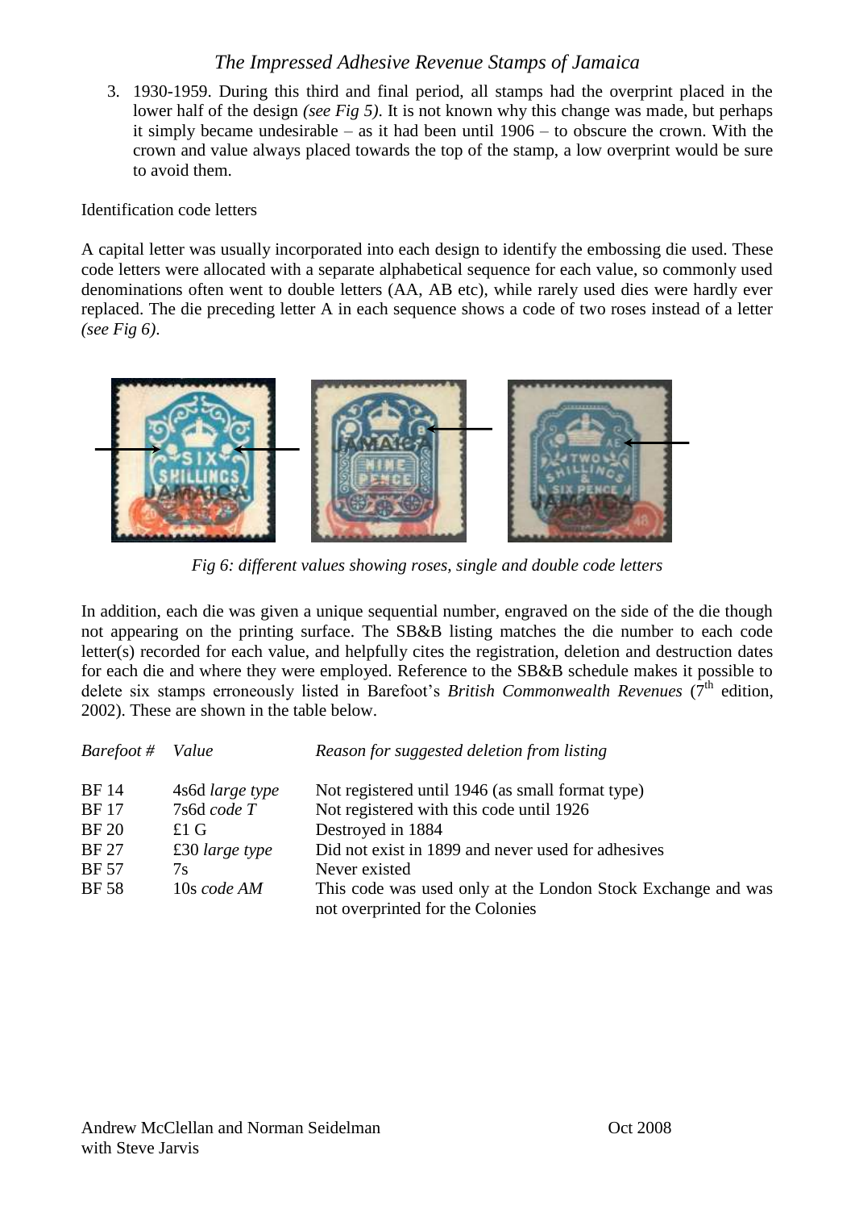3. 1930-1959. During this third and final period, all stamps had the overprint placed in the lower half of the design *(see Fig 5)*. It is not known why this change was made, but perhaps it simply became undesirable – as it had been until 1906 – to obscure the crown. With the crown and value always placed towards the top of the stamp, a low overprint would be sure to avoid them.

Identification code letters

A capital letter was usually incorporated into each design to identify the embossing die used. These code letters were allocated with a separate alphabetical sequence for each value, so commonly used denominations often went to double letters (AA, AB etc), while rarely used dies were hardly ever replaced. The die preceding letter A in each sequence shows a code of two roses instead of a letter *(see Fig 6)*.

*Fig 6: different values showing roses, single and double code letters*

In addition, each die was given a unique sequential number, engraved on the side of the die though not appearing on the printing surface. The SB&B listing matches the die number to each code letter(s) recorded for each value, and helpfully cites the registration, deletion and destruction dates for each die and where they were employed. Reference to the SB&B schedule makes it possible to delete six stamps erroneously listed in Barefoot's *British Commonwealth Revenues* (7th edition, 2002). These are shown in the table below.

| *Barefoot #* | *Value* | *Reason for suggested deletion from listing* |
|---|---|---|
| BF 14 | 4s6d *large type* | Not registered until 1946 (as small format type) |
| BF 17 | 7s6d *code T* | Not registered with this code until 1926 |
| BF 20 | £1 G | Destroyed in 1884 |
| BF 27 | £30 *large type* | Did not exist in 1899 and never used for adhesives |
| BF 57 | 7s | Never existed |
| BF 58 | 10s *code AM* | This code was used only at the London Stock Exchange and was not overprinted for the Colonies |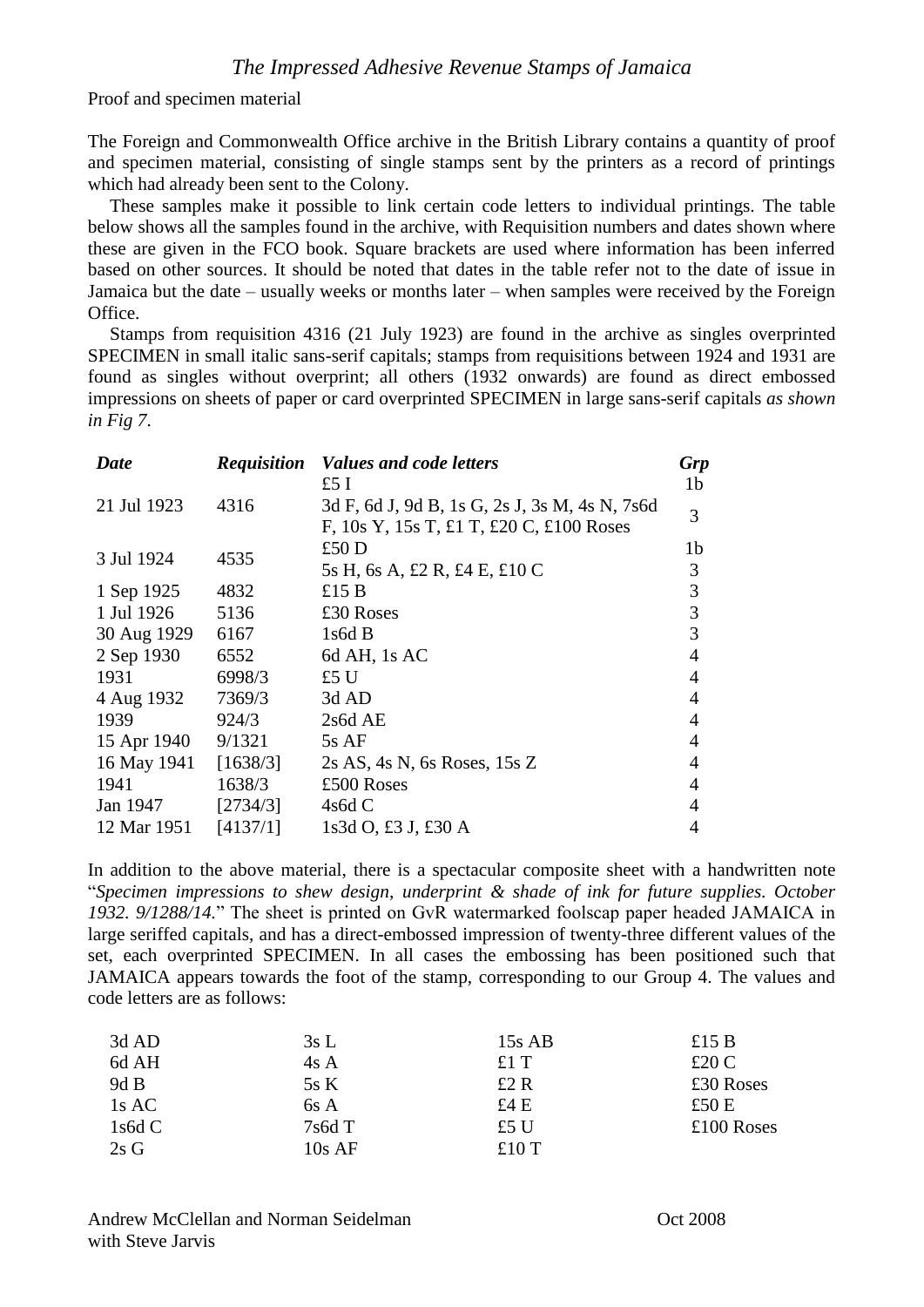Proof and specimen material

The Foreign and Commonwealth Office archive in the British Library contains a quantity of proof and specimen material, consisting of single stamps sent by the printers as a record of printings which had already been sent to the Colony.

These samples make it possible to link certain code letters to individual printings. The table below shows all the samples found in the archive, with Requisition numbers and dates shown where these are given in the FCO book. Square brackets are used where information has been inferred based on other sources. It should be noted that dates in the table refer not to the date of issue in Jamaica but the date – usually weeks or months later – when samples were received by the Foreign Office.

Stamps from requisition 4316 (21 July 1923) are found in the archive as singles overprinted SPECIMEN in small italic sans-serif capitals; stamps from requisitions between 1924 and 1931 are found as singles without overprint; all others (1932 onwards) are found as direct embossed impressions on sheets of paper or card overprinted SPECIMEN in large sans-serif capitals *as shown in Fig 7*.

| *Date* | *Requisition* | *Values and code letters* | *Grp* |
|---|---|---|---|
| 21 Jul 1923 | 4316 | £5 I | 1b |
| | | 3d F, 6d J, 9d B, 1s G, 2s J, 3s M, 4s N, 7s6d F, 10s Y, 15s T, £1 T, £20 C, £100 Roses | 3 |
| 3 Jul 1924 | 4535 | £50 D | 1b |
| | | 5s H, 6s A, £2 R, £4 E, £10 C | 3 |
| 1 Sep 1925 | 4832 | £15 B | 3 |
| 1 Jul 1926 | 5136 | £30 Roses | 3 |
| 30 Aug 1929 | 6167 | 1s6d B | 3 |
| 2 Sep 1930 | 6552 | 6d AH, 1s AC | 4 |
| 1931 | 6998/3 | £5 U | 4 |
| 4 Aug 1932 | 7369/3 | 3d AD | 4 |
| 1939 | 924/3 | 2s6d AE | 4 |
| 15 Apr 1940 | 9/1321 | 5s AF | 4 |
| 16 May 1941 | [1638/3] | 2s AS, 4s N, 6s Roses, 15s Z | 4 |
| 1941 | 1638/3 | £500 Roses | 4 |
| Jan 1947 | [2734/3] | 4s6d C | 4 |
| 12 Mar 1951 | [4137/1] | 1s3d O, £3 J, £30 A | 4 |

In addition to the above material, there is a spectacular composite sheet with a handwritten note "*Specimen impressions to shew design, underprint & shade of ink for future supplies. October 1932. 9/1288/14.*" The sheet is printed on GvR watermarked foolscap paper headed JAMAICA in large seriffed capitals, and has a direct-embossed impression of twenty-three different values of the set, each overprinted SPECIMEN. In all cases the embossing has been positioned such that JAMAICA appears towards the foot of the stamp, corresponding to our Group 4. The values and code letters are as follows:

| | | | |
|---|---|---|---|
| 3d AD | 3s L | 15s AB | £15 B |
| 6d AH | 4s A | £1 T | £20 C |
| 9d B | 5s K | £2 R | £30 Roses |
| 1s AC | 6s A | £4 E | £50 E |
| 1s6d C | 7s6d T | £5 U | £100 Roses |
| 2s G | 10s AF | £10 T | |

Andrew McClellan and Norman Seidelman with Steve Jarvis — Oct 2008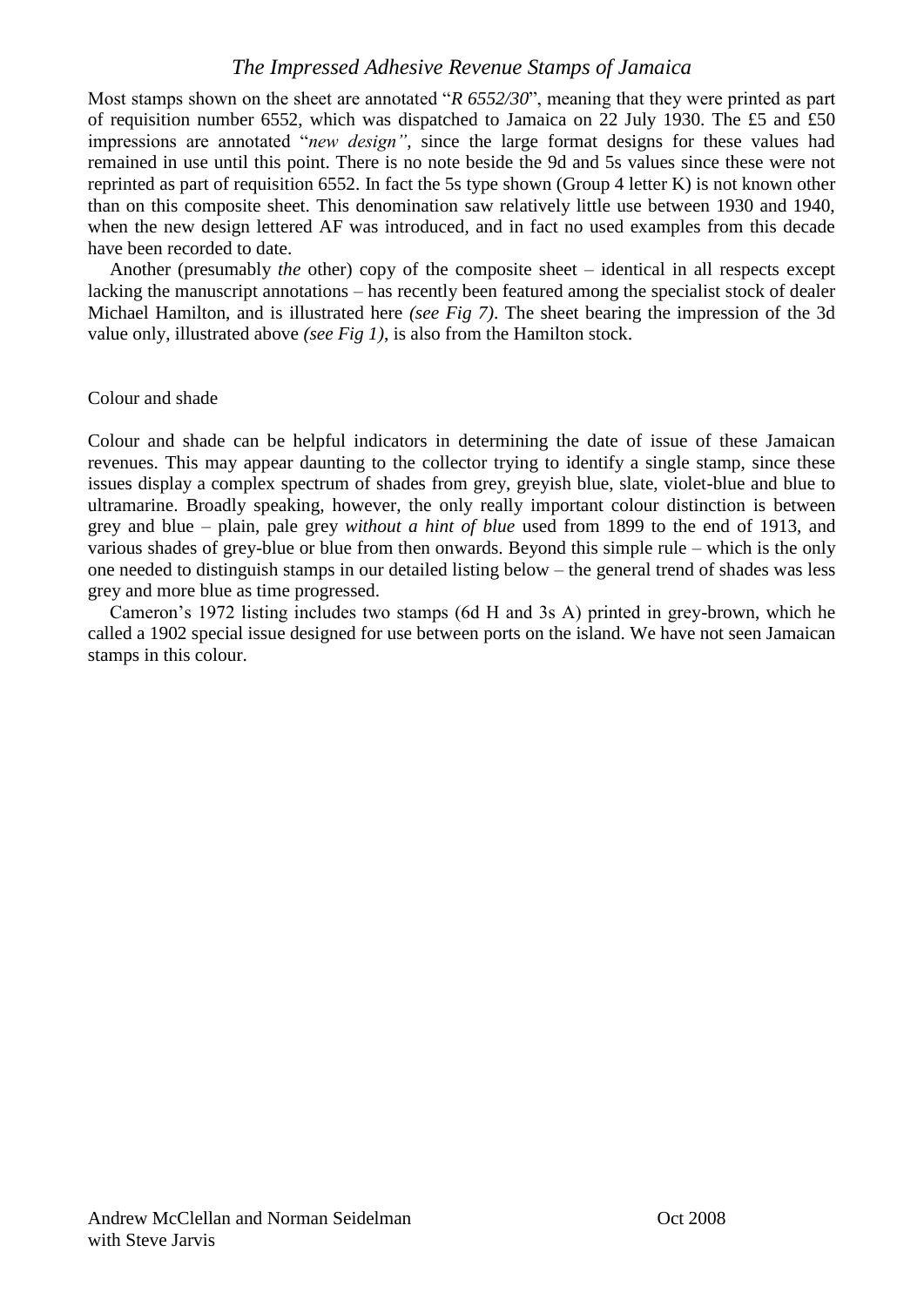Most stamps shown on the sheet are annotated "*R 6552/30*", meaning that they were printed as part of requisition number 6552, which was dispatched to Jamaica on 22 July 1930. The £5 and £50 impressions are annotated "*new design"*, since the large format designs for these values had remained in use until this point. There is no note beside the 9d and 5s values since these were not reprinted as part of requisition 6552. In fact the 5s type shown (Group 4 letter K) is not known other than on this composite sheet. This denomination saw relatively little use between 1930 and 1940, when the new design lettered AF was introduced, and in fact no used examples from this decade have been recorded to date.

Another (presumably *the* other) copy of the composite sheet – identical in all respects except lacking the manuscript annotations – has recently been featured among the specialist stock of dealer Michael Hamilton, and is illustrated here *(see Fig 7)*. The sheet bearing the impression of the 3d value only, illustrated above *(see Fig 1)*, is also from the Hamilton stock.

## Colour and shade

Colour and shade can be helpful indicators in determining the date of issue of these Jamaican revenues. This may appear daunting to the collector trying to identify a single stamp, since these issues display a complex spectrum of shades from grey, greyish blue, slate, violet-blue and blue to ultramarine. Broadly speaking, however, the only really important colour distinction is between grey and blue – plain, pale grey *without a hint of blue* used from 1899 to the end of 1913, and various shades of grey-blue or blue from then onwards. Beyond this simple rule – which is the only one needed to distinguish stamps in our detailed listing below – the general trend of shades was less grey and more blue as time progressed.

Cameron's 1972 listing includes two stamps (6d H and 3s A) printed in grey-brown, which he called a 1902 special issue designed for use between ports on the island. We have not seen Jamaican stamps in this colour.

Andrew McClellan and Norman Seidelman with Steve Jarvis — Oct 2008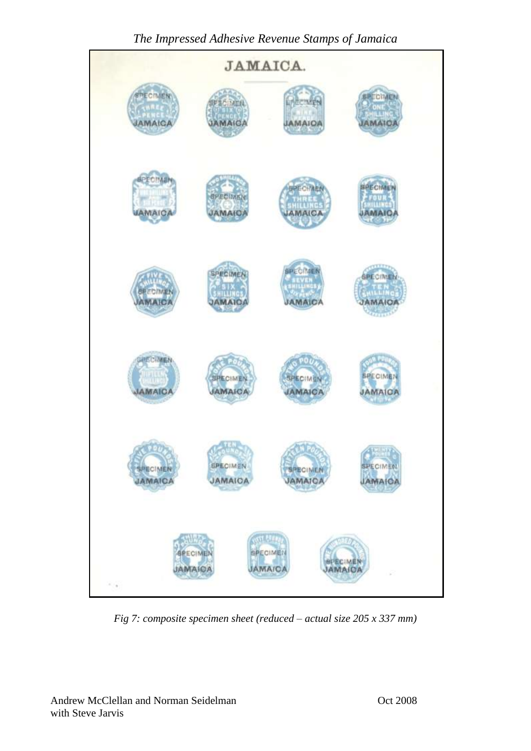Fig 7: composite specimen sheet (reduced – actual size 205 x 337 mm)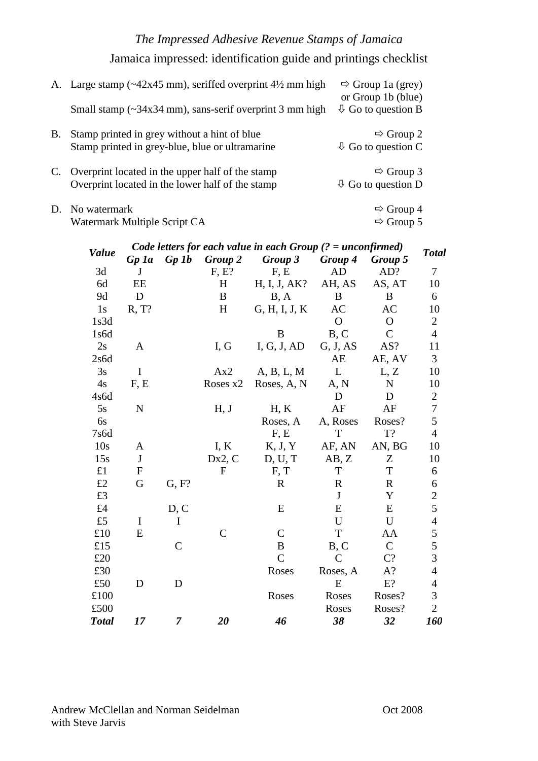*The Impressed Adhesive Revenue Stamps of Jamaica*

Jamaica impressed: identification guide and printings checklist

| | | |
|---|---|---|
| A. | Large stamp (~42x45 mm), seriffed overprint 4½ mm high | ⇨ Group 1a (grey) or Group 1b (blue) |
| | Small stamp (~34x34 mm), sans-serif overprint 3 mm high | ⇩ Go to question B |
| B. | Stamp printed in grey without a hint of blue | ⇨ Group 2 |
| | Stamp printed in grey-blue, blue or ultramarine | ⇩ Go to question C |
| C. | Overprint located in the upper half of the stamp | ⇨ Group 3 |
| | Overprint located in the lower half of the stamp | ⇩ Go to question D |
| D. | No watermark | ⇨ Group 4 |
| | Watermark Multiple Script CA | ⇨ Group 5 |

| ***Value*** | ***Code letters for each value in each Group (? = unconfirmed)*** | | | | | | ***Total*** |
|---|---|---|---|---|---|---|---|
| | ***Gp 1a*** | ***Gp 1b*** | ***Group 2*** | ***Group 3*** | ***Group 4*** | ***Group 5*** | |
| 3d | J | | F, E? | F, E | AD | AD? | 7 |
| 6d | EE | | H | H, I, J, AK? | AH, AS | AS, AT | 10 |
| 9d | D | | B | B, A | B | B | 6 |
| 1s | R, T? | | H | G, H, I, J, K | AC | AC | 10 |
| 1s3d | | | | | O | O | 2 |
| 1s6d | | | | B | B, C | C | 4 |
| 2s | A | | I, G | I, G, J, AD | G, J, AS | AS? | 11 |
| 2s6d | | | | | AE | AE, AV | 3 |
| 3s | I | | Ax2 | A, B, L, M | L | L, Z | 10 |
| 4s | F, E | | Roses x2 | Roses, A, N | A, N | N | 10 |
| 4s6d | | | | | D | D | 2 |
| 5s | N | | H, J | H, K | AF | AF | 7 |
| 6s | | | | Roses, A | A, Roses | Roses? | 5 |
| 7s6d | | | | F, E | T | T? | 4 |
| 10s | A | | I, K | K, J, Y | AF, AN | AN, BG | 10 |
| 15s | J | | Dx2, C | D, U, T | AB, Z | Z | 10 |
| £1 | F | | F | F, T | T | T | 6 |
| £2 | G | G, F? | | R | R | R | 6 |
| £3 | | | | | J | Y | 2 |
| £4 | | D, C | | E | E | E | 5 |
| £5 | I | I | | | U | U | 4 |
| £10 | E | | C | C | T | AA | 5 |
| £15 | | C | | B | B, C | C | 5 |
| £20 | | | | C | C | C? | 3 |
| £30 | | | | Roses | Roses, A | A? | 4 |
| £50 | D | D | | | E | E? | 4 |
| £100 | | | | Roses | Roses | Roses? | 3 |
| £500 | | | | | Roses | Roses? | 2 |
| ***Total*** | ***17*** | ***7*** | ***20*** | ***46*** | ***38*** | ***32*** | ***160*** |

Andrew McClellan and Norman Seidelman with Steve Jarvis — Oct 2008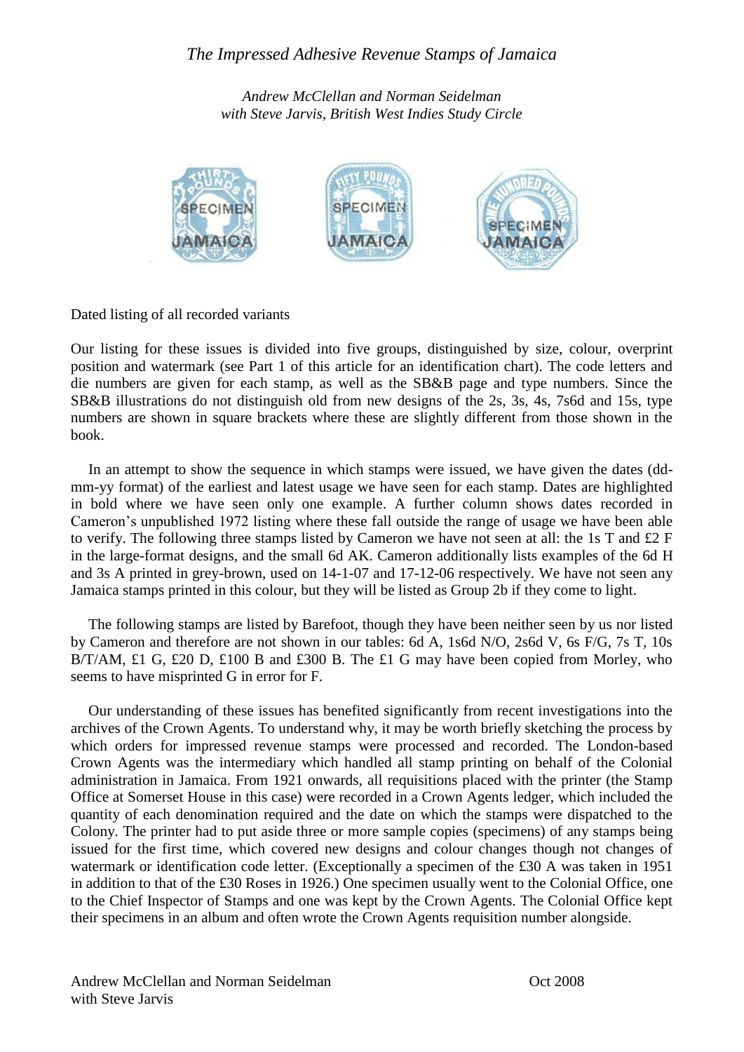# *The Impressed Adhesive Revenue Stamps of Jamaica*

*Andrew McClellan and Norman Seidelman*
*with Steve Jarvis, British West Indies Study Circle*

Dated listing of all recorded variants

Our listing for these issues is divided into five groups, distinguished by size, colour, overprint position and watermark (see Part 1 of this article for an identification chart). The code letters and die numbers are given for each stamp, as well as the SB&B page and type numbers. Since the SB&B illustrations do not distinguish old from new designs of the 2s, 3s, 4s, 7s6d and 15s, type numbers are shown in square brackets where these are slightly different from those shown in the book.

In an attempt to show the sequence in which stamps were issued, we have given the dates (dd-mm-yy format) of the earliest and latest usage we have seen for each stamp. Dates are highlighted in bold where we have seen only one example. A further column shows dates recorded in Cameron's unpublished 1972 listing where these fall outside the range of usage we have been able to verify. The following three stamps listed by Cameron we have not seen at all: the 1s T and £2 F in the large-format designs, and the small 6d AK. Cameron additionally lists examples of the 6d H and 3s A printed in grey-brown, used on 14-1-07 and 17-12-06 respectively. We have not seen any Jamaica stamps printed in this colour, but they will be listed as Group 2b if they come to light.

The following stamps are listed by Barefoot, though they have been neither seen by us nor listed by Cameron and therefore are not shown in our tables: 6d A, 1s6d N/O, 2s6d V, 6s F/G, 7s T, 10s B/T/AM, £1 G, £20 D, £100 B and £300 B. The £1 G may have been copied from Morley, who seems to have misprinted G in error for F.

Our understanding of these issues has benefited significantly from recent investigations into the archives of the Crown Agents. To understand why, it may be worth briefly sketching the process by which orders for impressed revenue stamps were processed and recorded. The London-based Crown Agents was the intermediary which handled all stamp printing on behalf of the Colonial administration in Jamaica. From 1921 onwards, all requisitions placed with the printer (the Stamp Office at Somerset House in this case) were recorded in a Crown Agents ledger, which included the quantity of each denomination required and the date on which the stamps were dispatched to the Colony. The printer had to put aside three or more sample copies (specimens) of any stamps being issued for the first time, which covered new designs and colour changes though not changes of watermark or identification code letter. (Exceptionally a specimen of the £30 A was taken in 1951 in addition to that of the £30 Roses in 1926.) One specimen usually went to the Colonial Office, one to the Chief Inspector of Stamps and one was kept by the Crown Agents. The Colonial Office kept their specimens in an album and often wrote the Crown Agents requisition number alongside.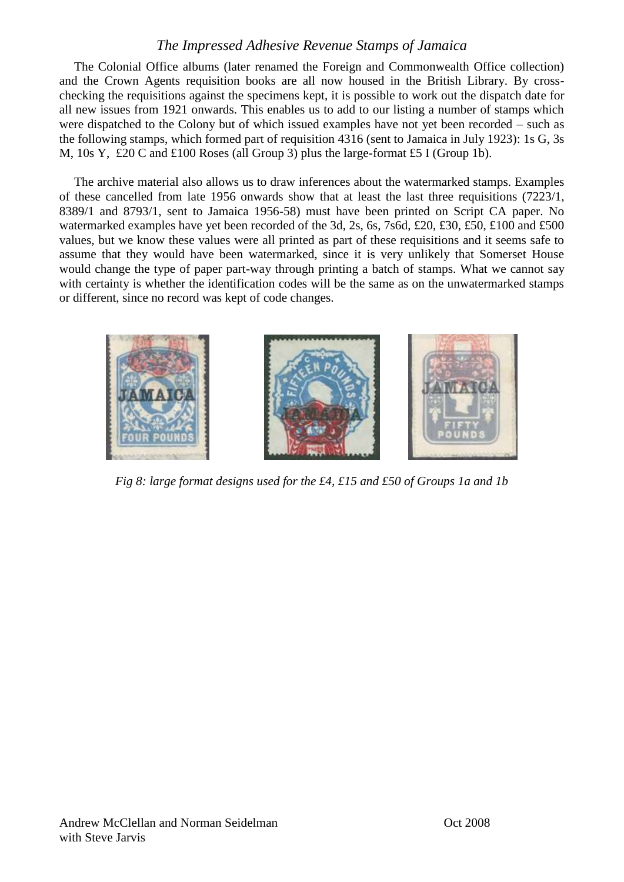The Colonial Office albums (later renamed the Foreign and Commonwealth Office collection) and the Crown Agents requisition books are all now housed in the British Library. By cross-checking the requisitions against the specimens kept, it is possible to work out the dispatch date for all new issues from 1921 onwards. This enables us to add to our listing a number of stamps which were dispatched to the Colony but of which issued examples have not yet been recorded – such as the following stamps, which formed part of requisition 4316 (sent to Jamaica in July 1923): 1s G, 3s M, 10s Y, £20 C and £100 Roses (all Group 3) plus the large-format £5 I (Group 1b).

The archive material also allows us to draw inferences about the watermarked stamps. Examples of these cancelled from late 1956 onwards show that at least the last three requisitions (7223/1, 8389/1 and 8793/1, sent to Jamaica 1956-58) must have been printed on Script CA paper. No watermarked examples have yet been recorded of the 3d, 2s, 6s, 7s6d, £20, £30, £50, £100 and £500 values, but we know these values were all printed as part of these requisitions and it seems safe to assume that they would have been watermarked, since it is very unlikely that Somerset House would change the type of paper part-way through printing a batch of stamps. What we cannot say with certainty is whether the identification codes will be the same as on the unwatermarked stamps or different, since no record was kept of code changes.

*Fig 8: large format designs used for the £4, £15 and £50 of Groups 1a and 1b*

Andrew McClellan and Norman Seidelman
with Steve Jarvis

Oct 2008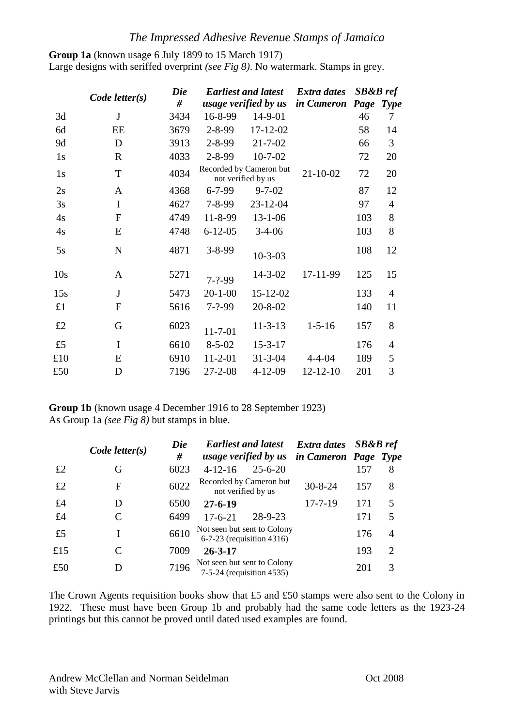*The Impressed Adhesive Revenue Stamps of Jamaica*

**Group 1a** (known usage 6 July 1899 to 15 March 1917)
Large designs with seriffed overprint *(see Fig 8)*. No watermark. Stamps in grey.

| | ***Code letter(s)*** | ***Die #*** | ***Earliest and latest usage verified by us*** | | ***Extra dates in Cameron*** | ***SB&B ref Page*** | ***Type*** |
|---|---|---|---|---|---|---|---|
| 3d | J | 3434 | 16-8-99 | 14-9-01 | | 46 | 7 |
| 6d | EE | 3679 | 2-8-99 | 17-12-02 | | 58 | 14 |
| 9d | D | 3913 | 2-8-99 | 21-7-02 | | 66 | 3 |
| 1s | R | 4033 | 2-8-99 | 10-7-02 | | 72 | 20 |
| 1s | T | 4034 | Recorded by Cameron but not verified by us | | 21-10-02 | 72 | 20 |
| 2s | A | 4368 | 6-7-99 | 9-7-02 | | 87 | 12 |
| 3s | I | 4627 | 7-8-99 | 23-12-04 | | 97 | 4 |
| 4s | F | 4749 | 11-8-99 | 13-1-06 | | 103 | 8 |
| 4s | E | 4748 | 6-12-05 | 3-4-06 | | 103 | 8 |
| 5s | N | 4871 | 3-8-99 | 10-3-03 | | 108 | 12 |
| 10s | A | 5271 | 7-?-99 | 14-3-02 | 17-11-99 | 125 | 15 |
| 15s | J | 5473 | 20-1-00 | 15-12-02 | | 133 | 4 |
| £1 | F | 5616 | 7-?-99 | 20-8-02 | | 140 | 11 |
| £2 | G | 6023 | 11-7-01 | 11-3-13 | 1-5-16 | 157 | 8 |
| £5 | I | 6610 | 8-5-02 | 15-3-17 | | 176 | 4 |
| £10 | E | 6910 | 11-2-01 | 31-3-04 | 4-4-04 | 189 | 5 |
| £50 | D | 7196 | 27-2-08 | 4-12-09 | 12-12-10 | 201 | 3 |

**Group 1b** (known usage 4 December 1916 to 28 September 1923)
As Group 1a *(see Fig 8)* but stamps in blue.

| | ***Code letter(s)*** | ***Die #*** | ***Earliest and latest usage verified by us*** | | ***Extra dates in Cameron*** | ***SB&B ref Page*** | ***Type*** |
|---|---|---|---|---|---|---|---|
| £2 | G | 6023 | 4-12-16 | 25-6-20 | | 157 | 8 |
| £2 | F | 6022 | Recorded by Cameron but not verified by us | | 30-8-24 | 157 | 8 |
| £4 | D | 6500 | **27-6-19** | | 17-7-19 | 171 | 5 |
| £4 | C | 6499 | 17-6-21 | 28-9-23 | | 171 | 5 |
| £5 | I | 6610 | Not seen but sent to Colony 6-7-23 (requisition 4316) | | | 176 | 4 |
| £15 | C | 7009 | **26-3-17** | | | 193 | 2 |
| £50 | D | 7196 | Not seen but sent to Colony 7-5-24 (requisition 4535) | | | 201 | 3 |

The Crown Agents requisition books show that £5 and £50 stamps were also sent to the Colony in 1922. These must have been Group 1b and probably had the same code letters as the 1923-24 printings but this cannot be proved until dated used examples are found.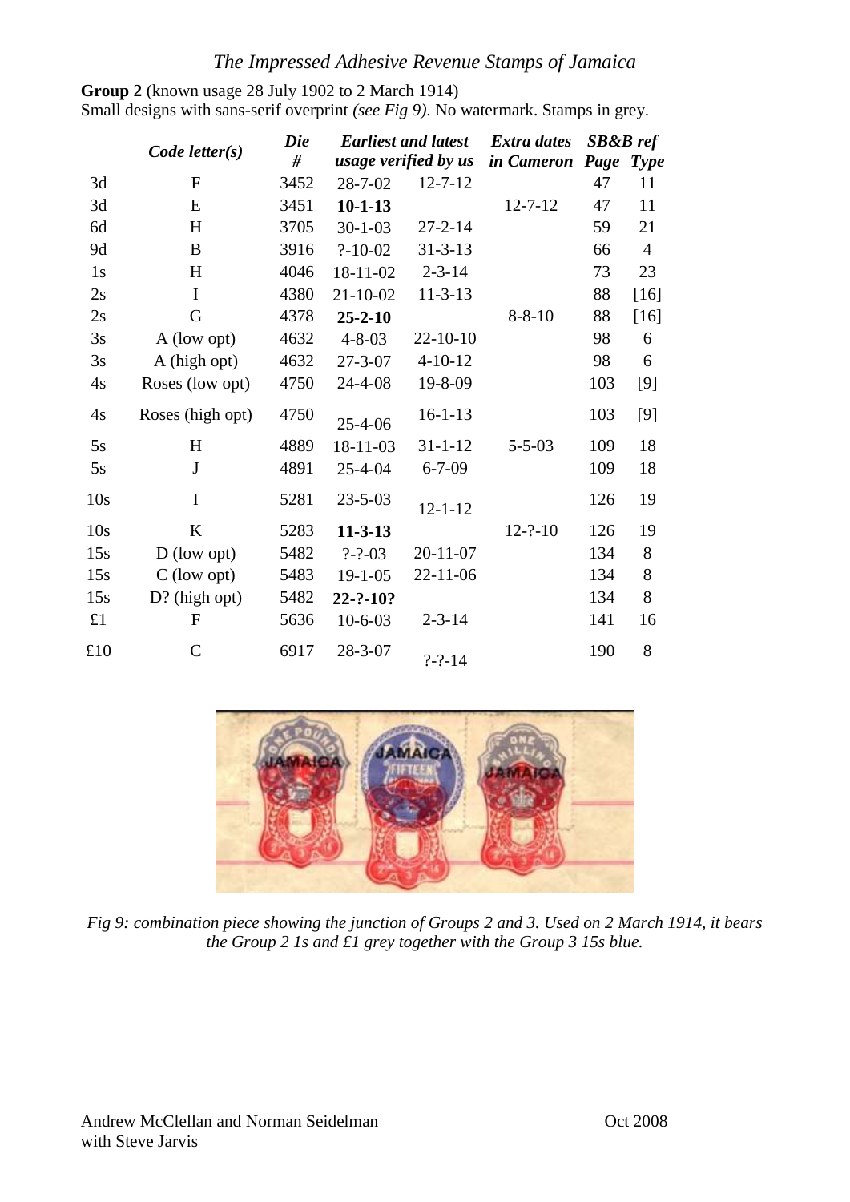**Group 2** (known usage 28 July 1902 to 2 March 1914)
Small designs with sans-serif overprint *(see Fig 9)*. No watermark. Stamps in grey.

| | *Code letter(s)* | *Die #* | *Earliest and latest usage verified by us* | | *Extra dates in Cameron* | *SB&B ref Page* | *Type* |
|---|---|---|---|---|---|---|---|
| 3d | F | 3452 | 28-7-02 | 12-7-12 | | 47 | 11 |
| 3d | E | 3451 | **10-1-13** | | 12-7-12 | 47 | 11 |
| 6d | H | 3705 | 30-1-03 | 27-2-14 | | 59 | 21 |
| 9d | B | 3916 | ?-10-02 | 31-3-13 | | 66 | 4 |
| 1s | H | 4046 | 18-11-02 | 2-3-14 | | 73 | 23 |
| 2s | I | 4380 | 21-10-02 | 11-3-13 | | 88 | [16] |
| 2s | G | 4378 | **25-2-10** | | 8-8-10 | 88 | [16] |
| 3s | A (low opt) | 4632 | 4-8-03 | 22-10-10 | | 98 | 6 |
| 3s | A (high opt) | 4632 | 27-3-07 | 4-10-12 | | 98 | 6 |
| 4s | Roses (low opt) | 4750 | 24-4-08 | 19-8-09 | | 103 | [9] |
| 4s | Roses (high opt) | 4750 | 25-4-06 | 16-1-13 | | 103 | [9] |
| 5s | H | 4889 | 18-11-03 | 31-1-12 | 5-5-03 | 109 | 18 |
| 5s | J | 4891 | 25-4-04 | 6-7-09 | | 109 | 18 |
| 10s | I | 5281 | 23-5-03 | 12-1-12 | | 126 | 19 |
| 10s | K | 5283 | **11-3-13** | | 12-?-10 | 126 | 19 |
| 15s | D (low opt) | 5482 | ?-?-03 | 20-11-07 | | 134 | 8 |
| 15s | C (low opt) | 5483 | 19-1-05 | 22-11-06 | | 134 | 8 |
| 15s | D? (high opt) | 5482 | **22-?-10?** | | | 134 | 8 |
| £1 | F | 5636 | 10-6-03 | 2-3-14 | | 141 | 16 |
| £10 | C | 6917 | 28-3-07 | ?-?-14 | | 190 | 8 |

*Fig 9: combination piece showing the junction of Groups 2 and 3. Used on 2 March 1914, it bears the Group 2 1s and £1 grey together with the Group 3 15s blue.*

Andrew McClellan and Norman Seidelman with Steve Jarvis — Oct 2008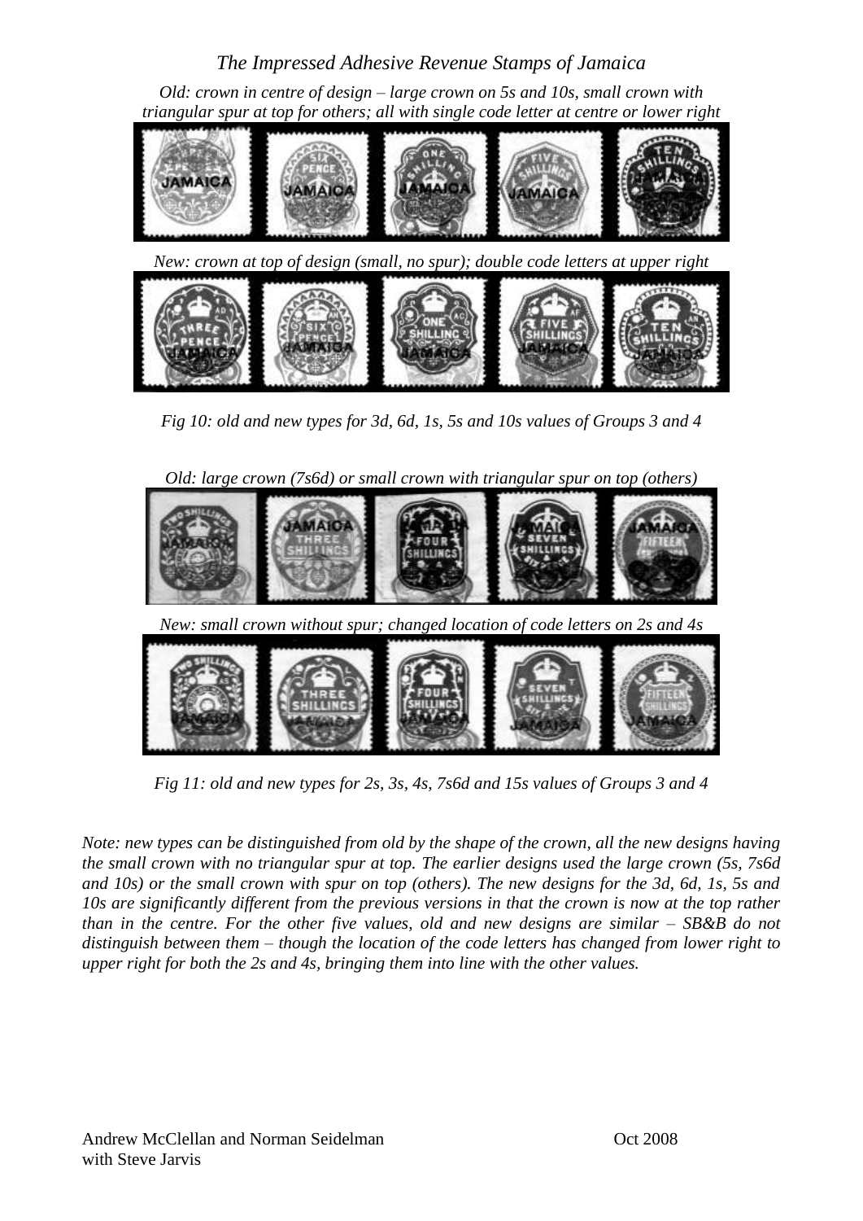*Old: crown in centre of design – large crown on 5s and 10s, small crown with triangular spur at top for others; all with single code letter at centre or lower right*

*New: crown at top of design (small, no spur); double code letters at upper right*

*Fig 10: old and new types for 3d, 6d, 1s, 5s and 10s values of Groups 3 and 4*

*Old: large crown (7s6d) or small crown with triangular spur on top (others)*

*New: small crown without spur; changed location of code letters on 2s and 4s*

*Fig 11: old and new types for 2s, 3s, 4s, 7s6d and 15s values of Groups 3 and 4*

*Note: new types can be distinguished from old by the shape of the crown, all the new designs having the small crown with no triangular spur at top. The earlier designs used the large crown (5s, 7s6d and 10s) or the small crown with spur on top (others). The new designs for the 3d, 6d, 1s, 5s and 10s are significantly different from the previous versions in that the crown is now at the top rather than in the centre. For the other five values, old and new designs are similar – SB&B do not distinguish between them – though the location of the code letters has changed from lower right to upper right for both the 2s and 4s, bringing them into line with the other values.*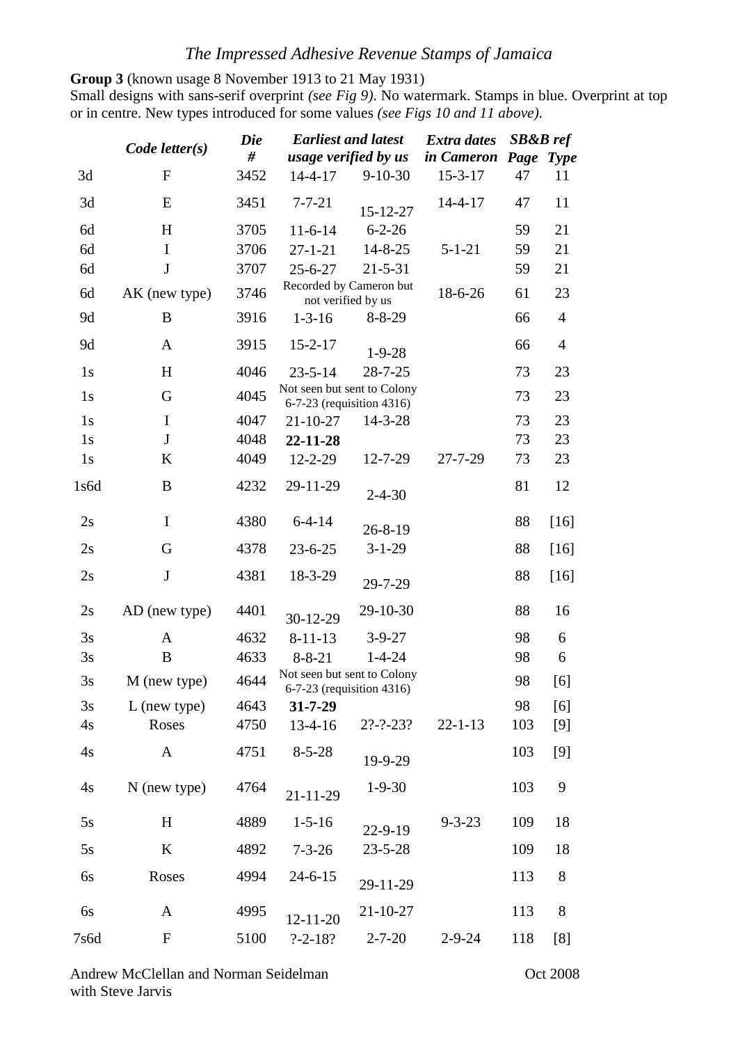## The Impressed Adhesive Revenue Stamps of Jamaica

**Group 3** (known usage 8 November 1913 to 21 May 1931)
Small designs with sans-serif overprint *(see Fig 9)*. No watermark. Stamps in blue. Overprint at top or in centre. New types introduced for some values *(see Figs 10 and 11 above)*.

| | *Code letter(s)* | *Die #* | *Earliest and latest usage verified by us* | | *Extra dates in Cameron* | *SB&B ref Page* | *Type* |
|---|---|---|---|---|---|---|---|
| 3d | F | 3452 | 14-4-17 | 9-10-30 | 15-3-17 | 47 | 11 |
| 3d | E | 3451 | 7-7-21 | 15-12-27 | 14-4-17 | 47 | 11 |
| 6d | H | 3705 | 11-6-14 | 6-2-26 | | 59 | 21 |
| 6d | I | 3706 | 27-1-21 | 14-8-25 | 5-1-21 | 59 | 21 |
| 6d | J | 3707 | 25-6-27 | 21-5-31 | | 59 | 21 |
| 6d | AK (new type) | 3746 | Recorded by Cameron but not verified by us | | 18-6-26 | 61 | 23 |
| 9d | B | 3916 | 1-3-16 | 8-8-29 | | 66 | 4 |
| 9d | A | 3915 | 15-2-17 | 1-9-28 | | 66 | 4 |
| 1s | H | 4046 | 23-5-14 | 28-7-25 | | 73 | 23 |
| 1s | G | 4045 | Not seen but sent to Colony 6-7-23 (requisition 4316) | | | 73 | 23 |
| 1s | I | 4047 | 21-10-27 | 14-3-28 | | 73 | 23 |
| 1s | J | 4048 | **22-11-28** | | | 73 | 23 |
| 1s | K | 4049 | 12-2-29 | 12-7-29 | 27-7-29 | 73 | 23 |
| 1s6d | B | 4232 | 29-11-29 | 2-4-30 | | 81 | 12 |
| 2s | I | 4380 | 6-4-14 | 26-8-19 | | 88 | [16] |
| 2s | G | 4378 | 23-6-25 | 3-1-29 | | 88 | [16] |
| 2s | J | 4381 | 18-3-29 | 29-7-29 | | 88 | [16] |
| 2s | AD (new type) | 4401 | 30-12-29 | 29-10-30 | | 88 | 16 |
| 3s | A | 4632 | 8-11-13 | 3-9-27 | | 98 | 6 |
| 3s | B | 4633 | 8-8-21 | 1-4-24 | | 98 | 6 |
| 3s | M (new type) | 4644 | Not seen but sent to Colony 6-7-23 (requisition 4316) | | | 98 | [6] |
| 3s | L (new type) | 4643 | **31-7-29** | | | 98 | [6] |
| 4s | Roses | 4750 | 13-4-16 | 2?-?-23? | 22-1-13 | 103 | [9] |
| 4s | A | 4751 | 8-5-28 | 19-9-29 | | 103 | [9] |
| 4s | N (new type) | 4764 | 21-11-29 | 1-9-30 | | 103 | 9 |
| 5s | H | 4889 | 1-5-16 | 22-9-19 | 9-3-23 | 109 | 18 |
| 5s | K | 4892 | 7-3-26 | 23-5-28 | | 109 | 18 |
| 6s | Roses | 4994 | 24-6-15 | 29-11-29 | | 113 | 8 |
| 6s | A | 4995 | 12-11-20 | 21-10-27 | | 113 | 8 |
| 7s6d | F | 5100 | ?-2-18? | 2-7-20 | 2-9-24 | 118 | [8] |

Andrew McClellan and Norman Seidelman with Steve Jarvis — Oct 2008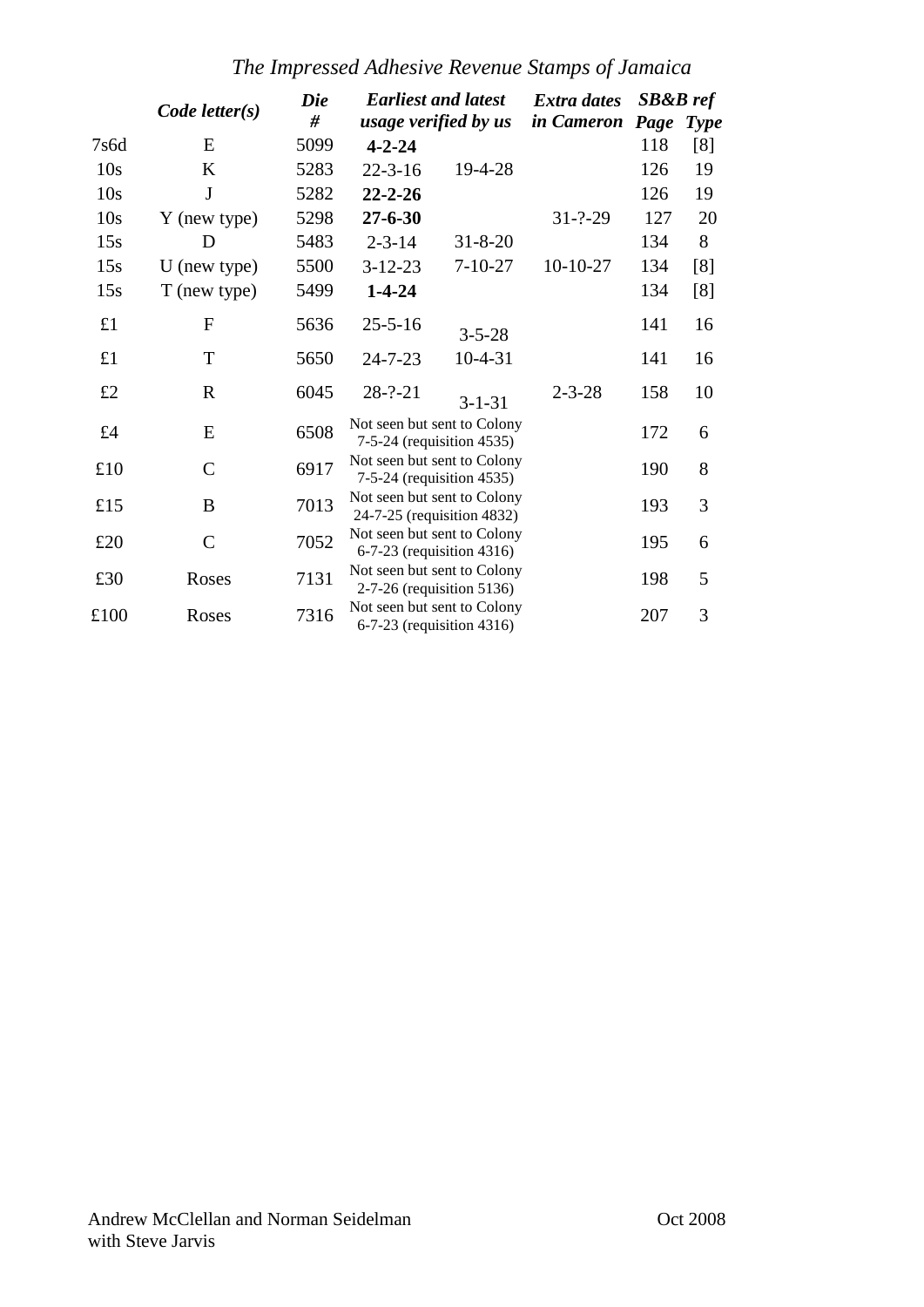*The Impressed Adhesive Revenue Stamps of Jamaica*

| | *Code letter(s)* | *Die #* | *Earliest and latest usage verified by us* | | *Extra dates in Cameron* | *SB&B ref Page* | *Type* |
|---|---|---|---|---|---|---|---|
| 7s6d | E | 5099 | **4-2-24** | | | 118 | [8] |
| 10s | K | 5283 | 22-3-16 | 19-4-28 | | 126 | 19 |
| 10s | J | 5282 | **22-2-26** | | | 126 | 19 |
| 10s | Y (new type) | 5298 | **27-6-30** | | 31-?-29 | 127 | 20 |
| 15s | D | 5483 | 2-3-14 | 31-8-20 | | 134 | 8 |
| 15s | U (new type) | 5500 | 3-12-23 | 7-10-27 | 10-10-27 | 134 | [8] |
| 15s | T (new type) | 5499 | **1-4-24** | | | 134 | [8] |
| £1 | F | 5636 | 25-5-16 | 3-5-28 | | 141 | 16 |
| £1 | T | 5650 | 24-7-23 | 10-4-31 | | 141 | 16 |
| £2 | R | 6045 | 28-?-21 | 3-1-31 | 2-3-28 | 158 | 10 |
| £4 | E | 6508 | Not seen but sent to Colony 7-5-24 (requisition 4535) | | | 172 | 6 |
| £10 | C | 6917 | Not seen but sent to Colony 7-5-24 (requisition 4535) | | | 190 | 8 |
| £15 | B | 7013 | Not seen but sent to Colony 24-7-25 (requisition 4832) | | | 193 | 3 |
| £20 | C | 7052 | Not seen but sent to Colony 6-7-23 (requisition 4316) | | | 195 | 6 |
| £30 | Roses | 7131 | Not seen but sent to Colony 2-7-26 (requisition 5136) | | | 198 | 5 |
| £100 | Roses | 7316 | Not seen but sent to Colony 6-7-23 (requisition 4316) | | | 207 | 3 |

Andrew McClellan and Norman Seidelman
with Steve Jarvis

Oct 2008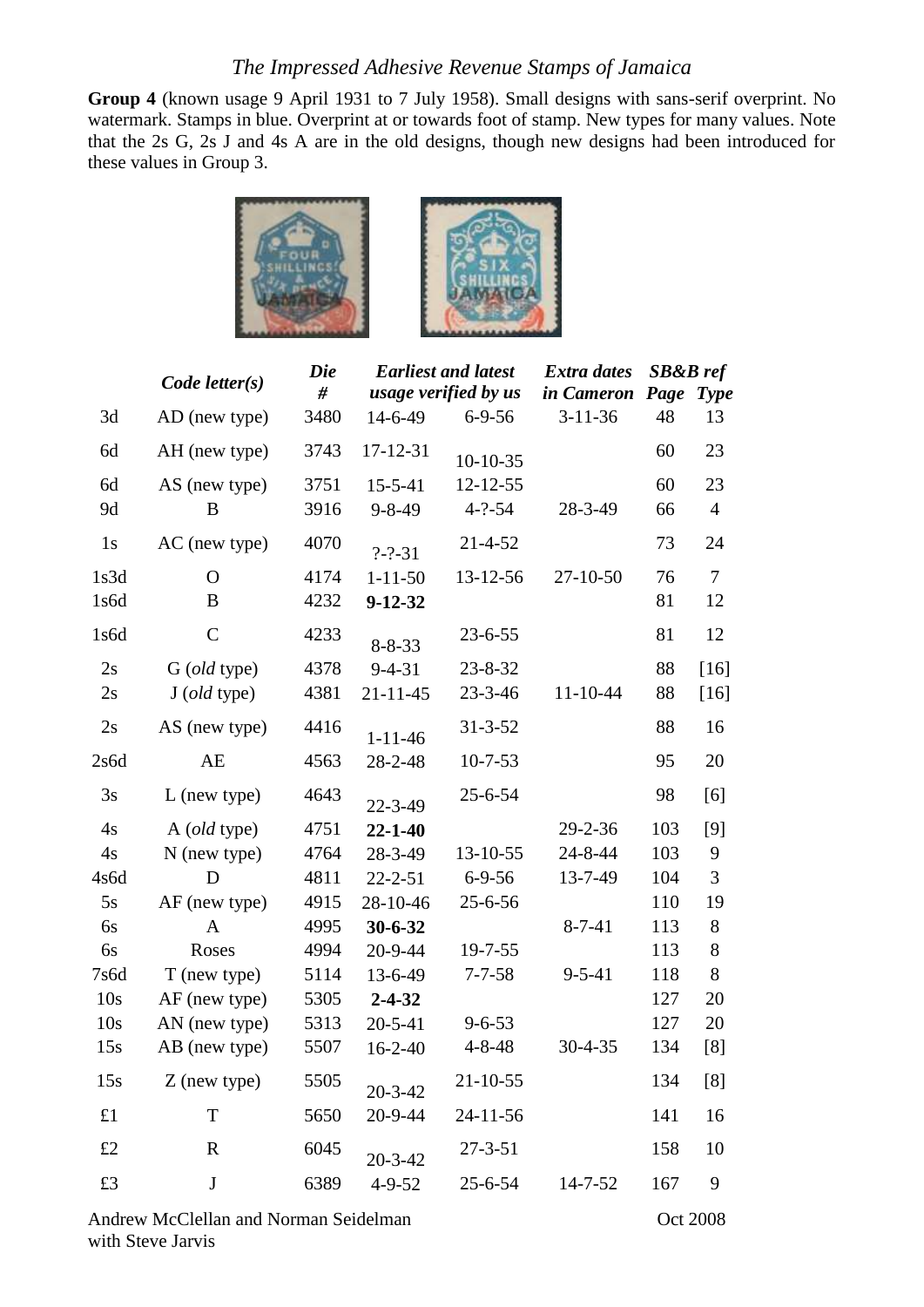**Group 4** (known usage 9 April 1931 to 7 July 1958). Small designs with sans-serif overprint. No watermark. Stamps in blue. Overprint at or towards foot of stamp. New types for many values. Note that the 2s G, 2s J and 4s A are in the old designs, though new designs had been introduced for these values in Group 3.

| | *Code letter(s)* | *Die #* | *Earliest and latest usage verified by us* | | *Extra dates in Cameron* | *SB&B ref Page* | *Type* |
|---|---|---|---|---|---|---|---|
| 3d | AD (new type) | 3480 | 14-6-49 | 6-9-56 | 3-11-36 | 48 | 13 |
| 6d | AH (new type) | 3743 | 17-12-31 | 10-10-35 | | 60 | 23 |
| 6d | AS (new type) | 3751 | 15-5-41 | 12-12-55 | | 60 | 23 |
| 9d | B | 3916 | 9-8-49 | 4-?-54 | 28-3-49 | 66 | 4 |
| 1s | AC (new type) | 4070 | ?-?-31 | 21-4-52 | | 73 | 24 |
| 1s3d | O | 4174 | 1-11-50 | 13-12-56 | 27-10-50 | 76 | 7 |
| 1s6d | B | 4232 | **9-12-32** | | | 81 | 12 |
| 1s6d | C | 4233 | 8-8-33 | 23-6-55 | | 81 | 12 |
| 2s | G (*old* type) | 4378 | 9-4-31 | 23-8-32 | | 88 | [16] |
| 2s | J (*old* type) | 4381 | 21-11-45 | 23-3-46 | 11-10-44 | 88 | [16] |
| 2s | AS (new type) | 4416 | 1-11-46 | 31-3-52 | | 88 | 16 |
| 2s6d | AE | 4563 | 28-2-48 | 10-7-53 | | 95 | 20 |
| 3s | L (new type) | 4643 | 22-3-49 | 25-6-54 | | 98 | [6] |
| 4s | A (*old* type) | 4751 | **22-1-40** | | 29-2-36 | 103 | [9] |
| 4s | N (new type) | 4764 | 28-3-49 | 13-10-55 | 24-8-44 | 103 | 9 |
| 4s6d | D | 4811 | 22-2-51 | 6-9-56 | 13-7-49 | 104 | 3 |
| 5s | AF (new type) | 4915 | 28-10-46 | 25-6-56 | | 110 | 19 |
| 6s | A | 4995 | **30-6-32** | | 8-7-41 | 113 | 8 |
| 6s | Roses | 4994 | 20-9-44 | 19-7-55 | | 113 | 8 |
| 7s6d | T (new type) | 5114 | 13-6-49 | 7-7-58 | 9-5-41 | 118 | 8 |
| 10s | AF (new type) | 5305 | **2-4-32** | | | 127 | 20 |
| 10s | AN (new type) | 5313 | 20-5-41 | 9-6-53 | | 127 | 20 |
| 15s | AB (new type) | 5507 | 16-2-40 | 4-8-48 | 30-4-35 | 134 | [8] |
| 15s | Z (new type) | 5505 | 20-3-42 | 21-10-55 | | 134 | [8] |
| £1 | T | 5650 | 20-9-44 | 24-11-56 | | 141 | 16 |
| £2 | R | 6045 | 20-3-42 | 27-3-51 | | 158 | 10 |
| £3 | J | 6389 | 4-9-52 | 25-6-54 | 14-7-52 | 167 | 9 |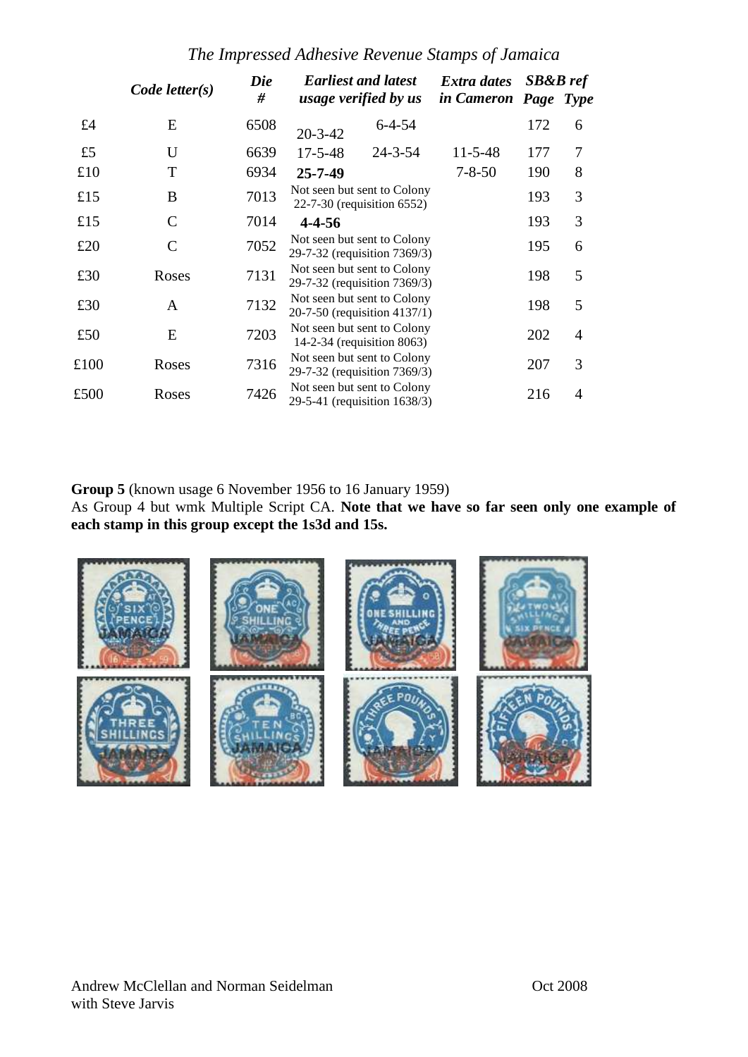| | Code letter(s) | Die # | Earliest and latest usage verified by us | | Extra dates in Cameron | SB&B ref Page | SB&B ref Type |
|---|---|---|---|---|---|---|---|
| £4 | E | 6508 | 20-3-42 | 6-4-54 | | 172 | 6 |
| £5 | U | 6639 | 17-5-48 | 24-3-54 | 11-5-48 | 177 | 7 |
| £10 | T | 6934 | **25-7-49** | | 7-8-50 | 190 | 8 |
| £15 | B | 7013 | Not seen but sent to Colony 22-7-30 (requisition 6552) | | | 193 | 3 |
| £15 | C | 7014 | **4-4-56** | | | 193 | 3 |
| £20 | C | 7052 | Not seen but sent to Colony 29-7-32 (requisition 7369/3) | | | 195 | 6 |
| £30 | Roses | 7131 | Not seen but sent to Colony 29-7-32 (requisition 7369/3) | | | 198 | 5 |
| £30 | A | 7132 | Not seen but sent to Colony 20-7-50 (requisition 4137/1) | | | 198 | 5 |
| £50 | E | 7203 | Not seen but sent to Colony 14-2-34 (requisition 8063) | | | 202 | 4 |
| £100 | Roses | 7316 | Not seen but sent to Colony 29-7-32 (requisition 7369/3) | | | 207 | 3 |
| £500 | Roses | 7426 | Not seen but sent to Colony 29-5-41 (requisition 1638/3) | | | 216 | 4 |

**Group 5** (known usage 6 November 1956 to 16 January 1959)
As Group 4 but wmk Multiple Script CA. **Note that we have so far seen only one example of each stamp in this group except the 1s3d and 15s.**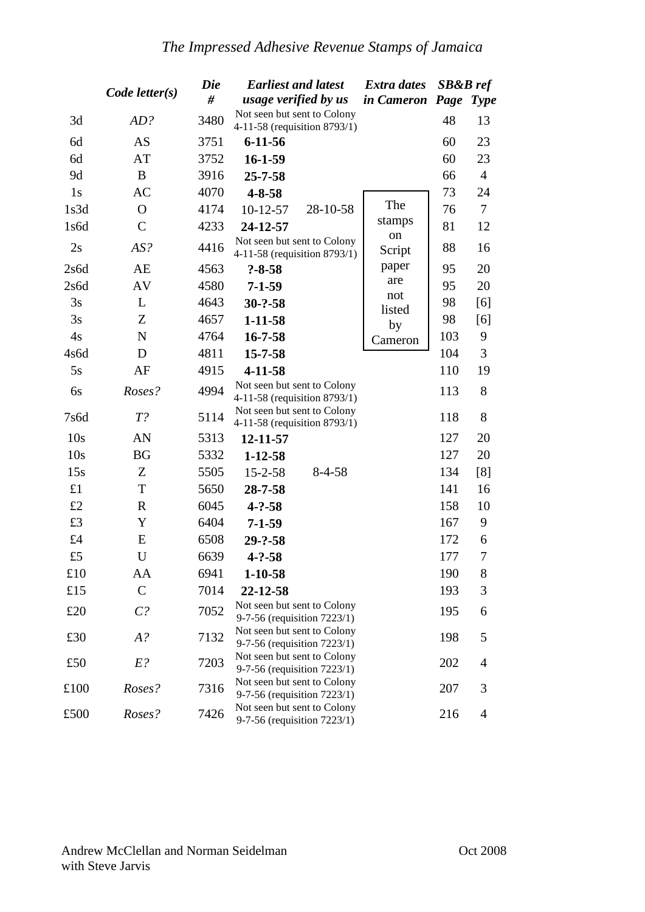# *The Impressed Adhesive Revenue Stamps of Jamaica*

| | *Code letter(s)* | *Die #* | *Earliest and latest usage verified by us* | | *Extra dates in Cameron* | *SB&B ref Page* | *Type* |
|---|---|---|---|---|---|---|---|
| 3d | *AD?* | 3480 | Not seen but sent to Colony 4-11-58 (requisition 8793/1) | | | 48 | 13 |
| 6d | AS | 3751 | **6-11-56** | | | 60 | 23 |
| 6d | AT | 3752 | **16-1-59** | | | 60 | 23 |
| 9d | B | 3916 | **25-7-58** | | | 66 | 4 |
| 1s | AC | 4070 | **4-8-58** | | The stamps on Script paper are not listed by Cameron | 73 | 24 |
| 1s3d | O | 4174 | 10-12-57 | 28-10-58 | | 76 | 7 |
| 1s6d | C | 4233 | **24-12-57** | | | 81 | 12 |
| 2s | *AS?* | 4416 | Not seen but sent to Colony 4-11-58 (requisition 8793/1) | | | 88 | 16 |
| 2s6d | AE | 4563 | **?-8-58** | | | 95 | 20 |
| 2s6d | AV | 4580 | **7-1-59** | | | 95 | 20 |
| 3s | L | 4643 | **30-?-58** | | | 98 | [6] |
| 3s | Z | 4657 | **1-11-58** | | | 98 | [6] |
| 4s | N | 4764 | **16-7-58** | | | 103 | 9 |
| 4s6d | D | 4811 | **15-7-58** | | | 104 | 3 |
| 5s | AF | 4915 | **4-11-58** | | | 110 | 19 |
| 6s | *Roses?* | 4994 | Not seen but sent to Colony 4-11-58 (requisition 8793/1) | | | 113 | 8 |
| 7s6d | *T?* | 5114 | Not seen but sent to Colony 4-11-58 (requisition 8793/1) | | | 118 | 8 |
| 10s | AN | 5313 | **12-11-57** | | | 127 | 20 |
| 10s | BG | 5332 | **1-12-58** | | | 127 | 20 |
| 15s | Z | 5505 | 15-2-58 | 8-4-58 | | 134 | [8] |
| £1 | T | 5650 | **28-7-58** | | | 141 | 16 |
| £2 | R | 6045 | **4-?-58** | | | 158 | 10 |
| £3 | Y | 6404 | **7-1-59** | | | 167 | 9 |
| £4 | E | 6508 | **29-?-58** | | | 172 | 6 |
| £5 | U | 6639 | **4-?-58** | | | 177 | 7 |
| £10 | AA | 6941 | **1-10-58** | | | 190 | 8 |
| £15 | C | 7014 | **22-12-58** | | | 193 | 3 |
| £20 | *C?* | 7052 | Not seen but sent to Colony 9-7-56 (requisition 7223/1) | | | 195 | 6 |
| £30 | *A?* | 7132 | Not seen but sent to Colony 9-7-56 (requisition 7223/1) | | | 198 | 5 |
| £50 | *E?* | 7203 | Not seen but sent to Colony 9-7-56 (requisition 7223/1) | | | 202 | 4 |
| £100 | *Roses?* | 7316 | Not seen but sent to Colony 9-7-56 (requisition 7223/1) | | | 207 | 3 |
| £500 | *Roses?* | 7426 | Not seen but sent to Colony 9-7-56 (requisition 7223/1) | | | 216 | 4 |

Andrew McClellan and Norman Seidelman with Steve Jarvis

Oct 2008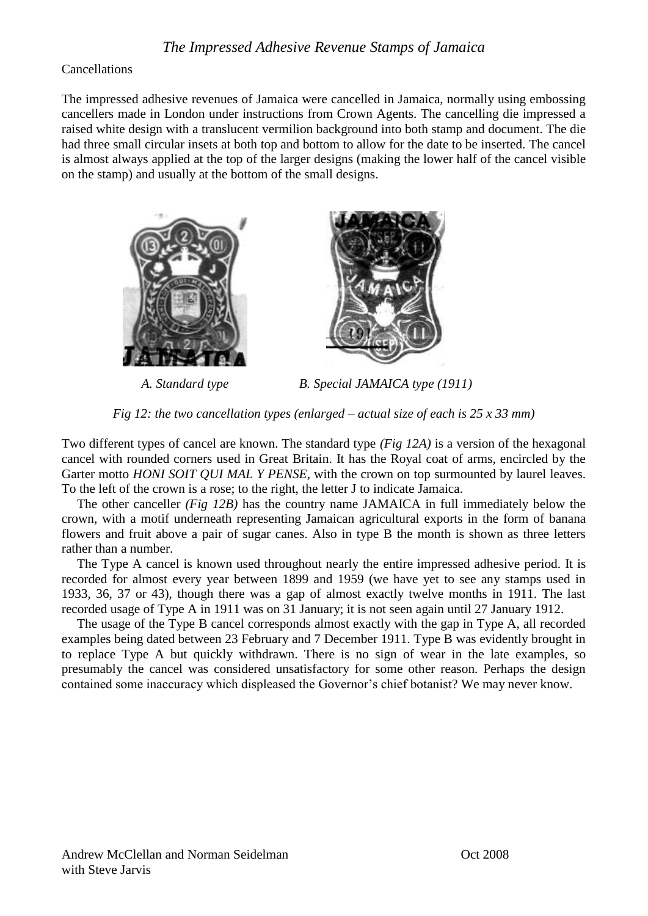Cancellations

The impressed adhesive revenues of Jamaica were cancelled in Jamaica, normally using embossing cancellers made in London under instructions from Crown Agents. The cancelling die impressed a raised white design with a translucent vermilion background into both stamp and document. The die had three small circular insets at both top and bottom to allow for the date to be inserted. The cancel is almost always applied at the top of the larger designs (making the lower half of the cancel visible on the stamp) and usually at the bottom of the small designs.

*A. Standard type* *B. Special JAMAICA type (1911)*

*Fig 12: the two cancellation types (enlarged – actual size of each is 25 x 33 mm)*

Two different types of cancel are known. The standard type *(Fig 12A)* is a version of the hexagonal cancel with rounded corners used in Great Britain. It has the Royal coat of arms, encircled by the Garter motto *HONI SOIT QUI MAL Y PENSE*, with the crown on top surmounted by laurel leaves. To the left of the crown is a rose; to the right, the letter J to indicate Jamaica.

The other canceller *(Fig 12B)* has the country name JAMAICA in full immediately below the crown, with a motif underneath representing Jamaican agricultural exports in the form of banana flowers and fruit above a pair of sugar canes. Also in type B the month is shown as three letters rather than a number.

The Type A cancel is known used throughout nearly the entire impressed adhesive period. It is recorded for almost every year between 1899 and 1959 (we have yet to see any stamps used in 1933, 36, 37 or 43), though there was a gap of almost exactly twelve months in 1911. The last recorded usage of Type A in 1911 was on 31 January; it is not seen again until 27 January 1912.

The usage of the Type B cancel corresponds almost exactly with the gap in Type A, all recorded examples being dated between 23 February and 7 December 1911. Type B was evidently brought in to replace Type A but quickly withdrawn. There is no sign of wear in the late examples, so presumably the cancel was considered unsatisfactory for some other reason. Perhaps the design contained some inaccuracy which displeased the Governor's chief botanist? We may never know.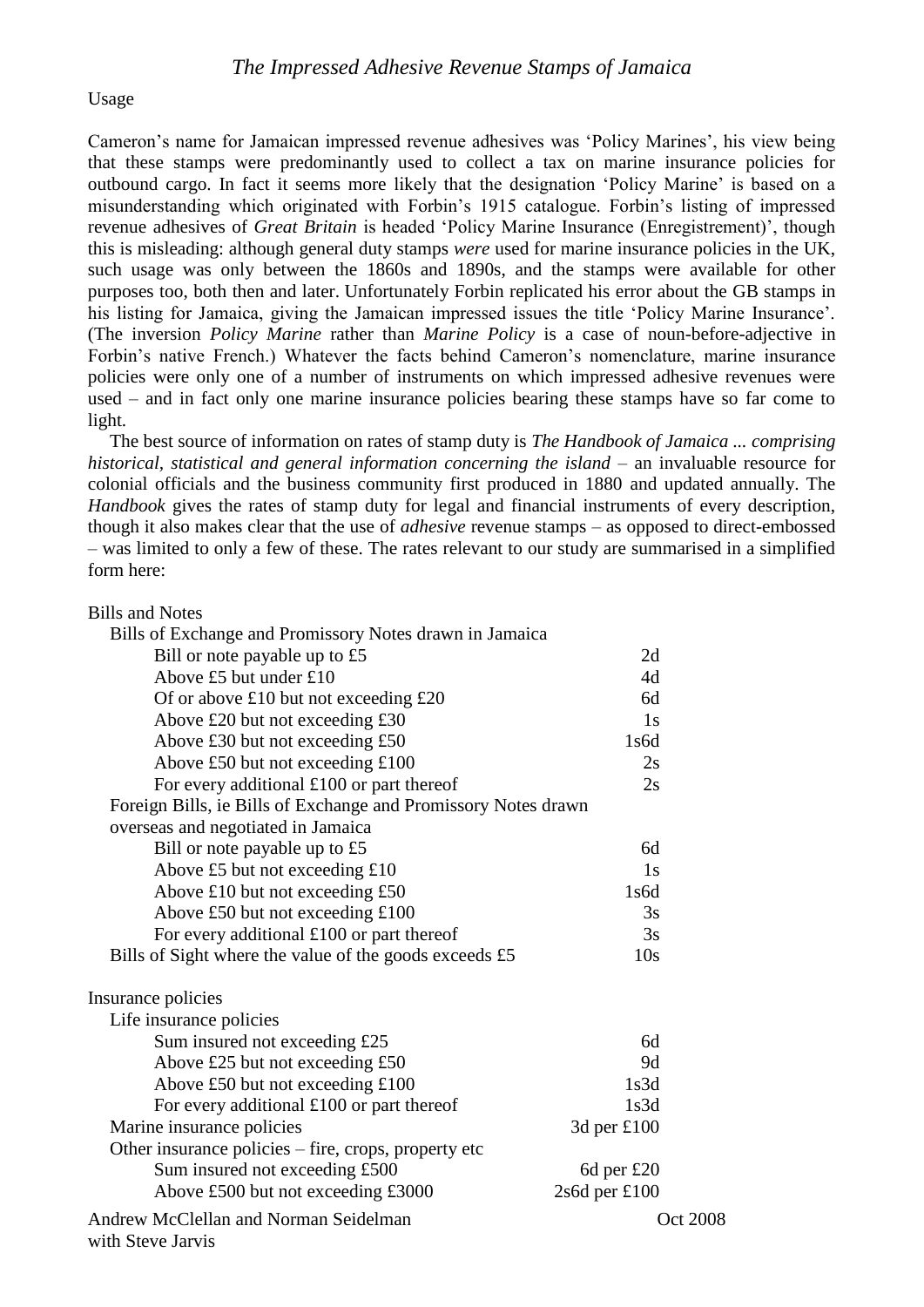Usage

Cameron's name for Jamaican impressed revenue adhesives was 'Policy Marines', his view being that these stamps were predominantly used to collect a tax on marine insurance policies for outbound cargo. In fact it seems more likely that the designation 'Policy Marine' is based on a misunderstanding which originated with Forbin's 1915 catalogue. Forbin's listing of impressed revenue adhesives of *Great Britain* is headed 'Policy Marine Insurance (Enregistrement)', though this is misleading: although general duty stamps *were* used for marine insurance policies in the UK, such usage was only between the 1860s and 1890s, and the stamps were available for other purposes too, both then and later. Unfortunately Forbin replicated his error about the GB stamps in his listing for Jamaica, giving the Jamaican impressed issues the title 'Policy Marine Insurance'. (The inversion *Policy Marine* rather than *Marine Policy* is a case of noun-before-adjective in Forbin's native French.) Whatever the facts behind Cameron's nomenclature, marine insurance policies were only one of a number of instruments on which impressed adhesive revenues were used – and in fact only one marine insurance policies bearing these stamps have so far come to light.

The best source of information on rates of stamp duty is *The Handbook of Jamaica ... comprising historical, statistical and general information concerning the island* – an invaluable resource for colonial officials and the business community first produced in 1880 and updated annually. The *Handbook* gives the rates of stamp duty for legal and financial instruments of every description, though it also makes clear that the use of *adhesive* revenue stamps – as opposed to direct-embossed – was limited to only a few of these. The rates relevant to our study are summarised in a simplified form here:

| | |
|---|---|
| **Bills and Notes** | |
| Bills of Exchange and Promissory Notes drawn in Jamaica | |
| Bill or note payable up to £5 | 2d |
| Above £5 but under £10 | 4d |
| Of or above £10 but not exceeding £20 | 6d |
| Above £20 but not exceeding £30 | 1s |
| Above £30 but not exceeding £50 | 1s6d |
| Above £50 but not exceeding £100 | 2s |
| For every additional £100 or part thereof | 2s |
| Foreign Bills, ie Bills of Exchange and Promissory Notes drawn overseas and negotiated in Jamaica | |
| Bill or note payable up to £5 | 6d |
| Above £5 but not exceeding £10 | 1s |
| Above £10 but not exceeding £50 | 1s6d |
| Above £50 but not exceeding £100 | 3s |
| For every additional £100 or part thereof | 3s |
| Bills of Sight where the value of the goods exceeds £5 | 10s |
| **Insurance policies** | |
| Life insurance policies | |
| Sum insured not exceeding £25 | 6d |
| Above £25 but not exceeding £50 | 9d |
| Above £50 but not exceeding £100 | 1s3d |
| For every additional £100 or part thereof | 1s3d |
| Marine insurance policies | 3d per £100 |
| Other insurance policies – fire, crops, property etc | |
| Sum insured not exceeding £500 | 6d per £20 |
| Above £500 but not exceeding £3000 | 2s6d per £100 |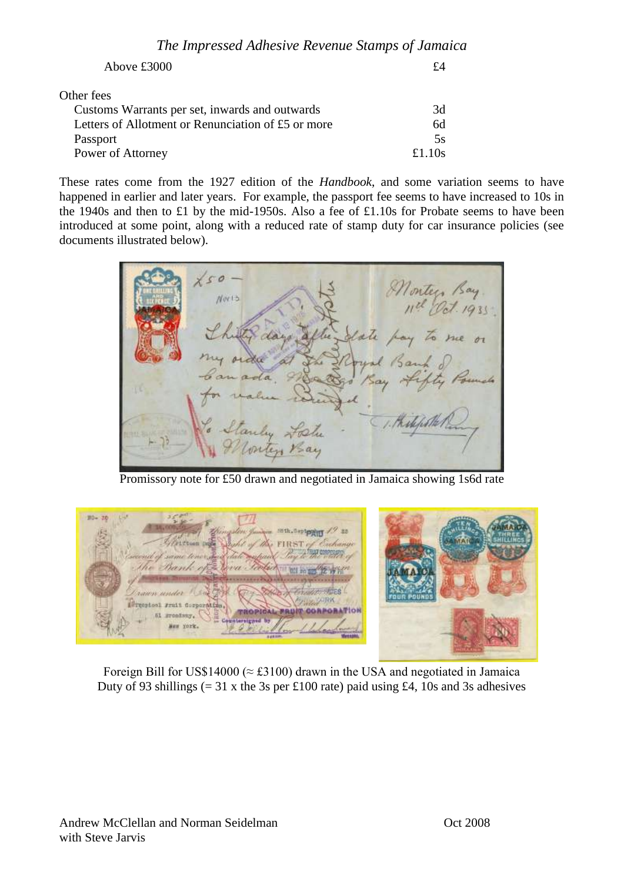| | |
|---|---|
| Above £3000 | £4 |
| **Other fees** | |
| Customs Warrants per set, inwards and outwards | 3d |
| Letters of Allotment or Renunciation of £5 or more | 6d |
| Passport | 5s |
| Power of Attorney | £1.10s |

These rates come from the 1927 edition of the *Handbook*, and some variation seems to have happened in earlier and later years. For example, the passport fee seems to have increased to 10s in the 1940s and then to £1 by the mid-1950s. Also a fee of £1.10s for Probate seems to have been introduced at some point, along with a reduced rate of stamp duty for car insurance policies (see documents illustrated below).

Promissory note for £50 drawn and negotiated in Jamaica showing 1s6d rate

Foreign Bill for US$14000 (≈ £3100) drawn in the USA and negotiated in Jamaica
Duty of 93 shillings (= 31 x the 3s per £100 rate) paid using £4, 10s and 3s adhesives

Andrew McClellan and Norman Seidelman
with Steve Jarvis

Oct 2008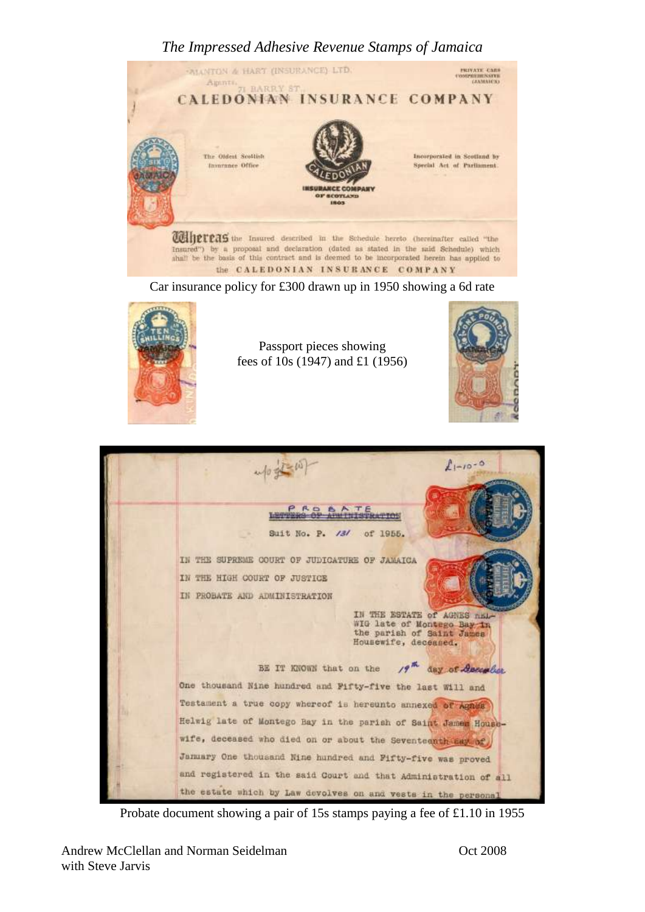Car insurance policy for £300 drawn up in 1950 showing a 6d rate

Passport pieces showing fees of 10s (1947) and £1 (1956)

Probate document showing a pair of 15s stamps paying a fee of £1.10 in 1955

Andrew McClellan and Norman Seidelman with Steve Jarvis

Oct 2008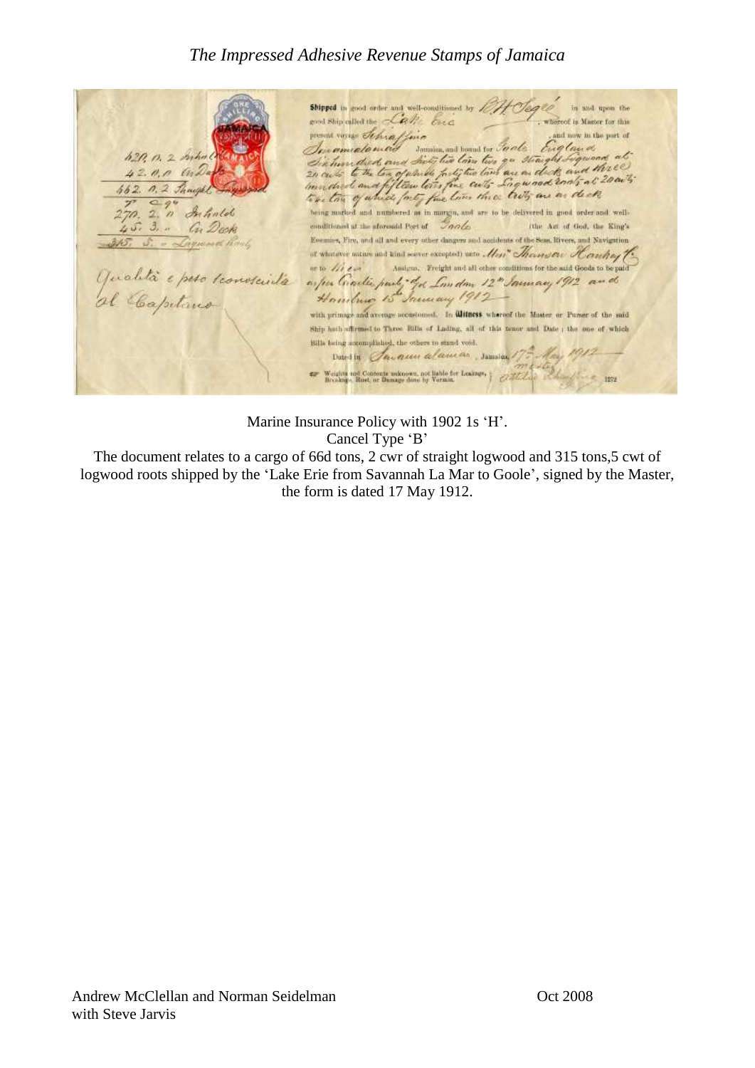Marine Insurance Policy with 1902 1s 'H'.

Cancel Type 'B'

The document relates to a cargo of 66d tons, 2 cwr of straight logwood and 315 tons,5 cwt of logwood roots shipped by the 'Lake Erie from Savannah La Mar to Goole', signed by the Master, the form is dated 17 May 1912.

Andrew McClellan and Norman Seidelman with Steve Jarvis

Oct 2008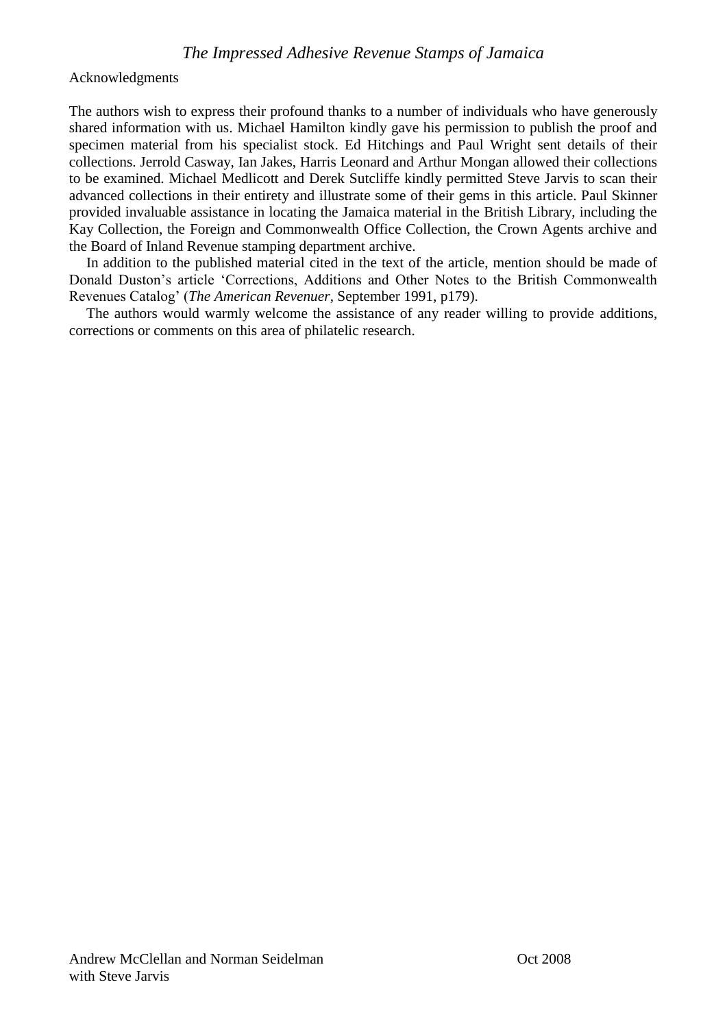Acknowledgments

The authors wish to express their profound thanks to a number of individuals who have generously shared information with us. Michael Hamilton kindly gave his permission to publish the proof and specimen material from his specialist stock. Ed Hitchings and Paul Wright sent details of their collections. Jerrold Casway, Ian Jakes, Harris Leonard and Arthur Mongan allowed their collections to be examined. Michael Medlicott and Derek Sutcliffe kindly permitted Steve Jarvis to scan their advanced collections in their entirety and illustrate some of their gems in this article. Paul Skinner provided invaluable assistance in locating the Jamaica material in the British Library, including the Kay Collection, the Foreign and Commonwealth Office Collection, the Crown Agents archive and the Board of Inland Revenue stamping department archive.

In addition to the published material cited in the text of the article, mention should be made of Donald Duston's article 'Corrections, Additions and Other Notes to the British Commonwealth Revenues Catalog' (*The American Revenuer*, September 1991, p179).

The authors would warmly welcome the assistance of any reader willing to provide additions, corrections or comments on this area of philatelic research.

Andrew McClellan and Norman Seidelman
with Steve Jarvis

Oct 2008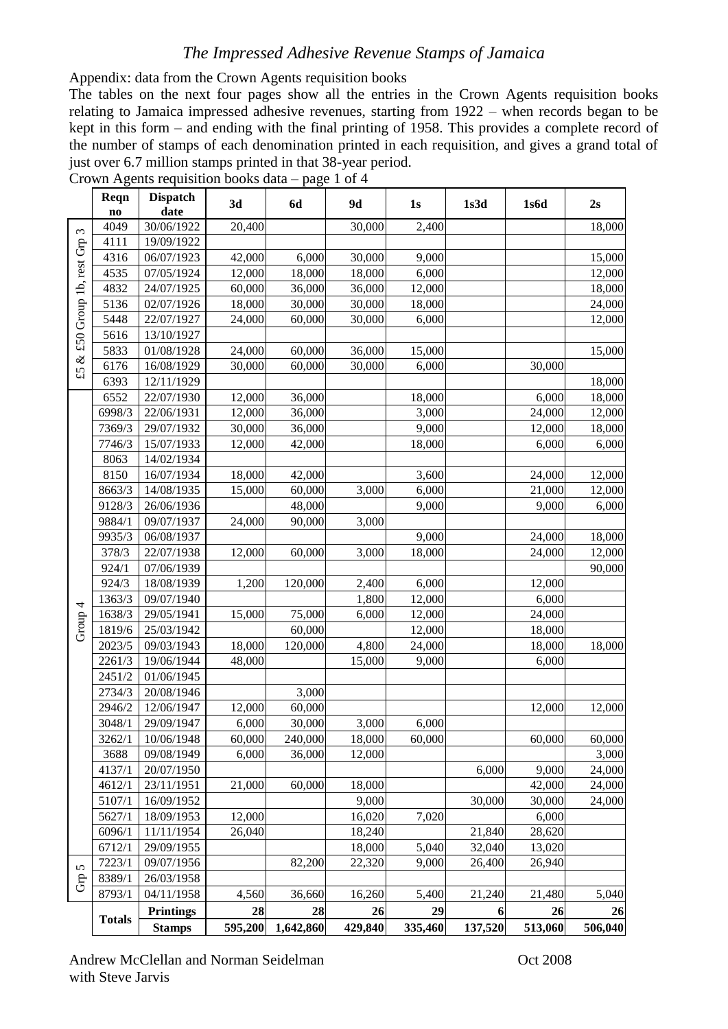Appendix: data from the Crown Agents requisition books

The tables on the next four pages show all the entries in the Crown Agents requisition books relating to Jamaica impressed adhesive revenues, starting from 1922 – when records began to be kept in this form – and ending with the final printing of 1958. This provides a complete record of the number of stamps of each denomination printed in each requisition, and gives a grand total of just over 6.7 million stamps printed in that 38-year period.

Crown Agents requisition books data – page 1 of 4

| | Reqn no | Dispatch date | 3d | 6d | 9d | 1s | 1s3d | 1s6d | 2s |
|---|---|---|---|---|---|---|---|---|---|
| £5 & £50 Group 1b, rest Grp 3 | 4049 | 30/06/1922 | 20,400 | | 30,000 | 2,400 | | | 18,000 |
| | 4111 | 19/09/1922 | | | | | | | |
| | 4316 | 06/07/1923 | 42,000 | 6,000 | 30,000 | 9,000 | | | 15,000 |
| | 4535 | 07/05/1924 | 12,000 | 18,000 | 18,000 | 6,000 | | | 12,000 |
| | 4832 | 24/07/1925 | 60,000 | 36,000 | 36,000 | 12,000 | | | 18,000 |
| | 5136 | 02/07/1926 | 18,000 | 30,000 | 30,000 | 18,000 | | | 24,000 |
| | 5448 | 22/07/1927 | 24,000 | 60,000 | 30,000 | 6,000 | | | 12,000 |
| | 5616 | 13/10/1927 | | | | | | | |
| | 5833 | 01/08/1928 | 24,000 | 60,000 | 36,000 | 15,000 | | | 15,000 |
| | 6176 | 16/08/1929 | 30,000 | 60,000 | 30,000 | 6,000 | | 30,000 | |
| | 6393 | 12/11/1929 | | | | | | | 18,000 |
| Group 4 | 6552 | 22/07/1930 | 12,000 | 36,000 | | 18,000 | | 6,000 | 18,000 |
| | 6998/3 | 22/06/1931 | 12,000 | 36,000 | | 3,000 | | 24,000 | 12,000 |
| | 7369/3 | 29/07/1932 | 30,000 | 36,000 | | 9,000 | | 12,000 | 18,000 |
| | 7746/3 | 15/07/1933 | 12,000 | 42,000 | | 18,000 | | 6,000 | 6,000 |
| | 8063 | 14/02/1934 | | | | | | | |
| | 8150 | 16/07/1934 | 18,000 | 42,000 | | 3,600 | | 24,000 | 12,000 |
| | 8663/3 | 14/08/1935 | 15,000 | 60,000 | 3,000 | 6,000 | | 21,000 | 12,000 |
| | 9128/3 | 26/06/1936 | | 48,000 | | 9,000 | | 9,000 | 6,000 |
| | 9884/1 | 09/07/1937 | 24,000 | 90,000 | 3,000 | | | | |
| | 9935/3 | 06/08/1937 | | | | 9,000 | | 24,000 | 18,000 |
| | 378/3 | 22/07/1938 | 12,000 | 60,000 | 3,000 | 18,000 | | 24,000 | 12,000 |
| | 924/1 | 07/06/1939 | | | | | | | 90,000 |
| | 924/3 | 18/08/1939 | 1,200 | 120,000 | 2,400 | 6,000 | | 12,000 | |
| | 1363/3 | 09/07/1940 | | | 1,800 | 12,000 | | 6,000 | |
| | 1638/3 | 29/05/1941 | 15,000 | 75,000 | 6,000 | 12,000 | | 24,000 | |
| | 1819/6 | 25/03/1942 | | 60,000 | | 12,000 | | 18,000 | |
| | 2023/5 | 09/03/1943 | 18,000 | 120,000 | 4,800 | 24,000 | | 18,000 | 18,000 |
| | 2261/3 | 19/06/1944 | 48,000 | | 15,000 | 9,000 | | 6,000 | |
| | 2451/2 | 01/06/1945 | | | | | | | |
| | 2734/3 | 20/08/1946 | | 3,000 | | | | | |
| | 2946/2 | 12/06/1947 | 12,000 | 60,000 | | | | 12,000 | 12,000 |
| | 3048/1 | 29/09/1947 | 6,000 | 30,000 | 3,000 | 6,000 | | | |
| | 3262/1 | 10/06/1948 | 60,000 | 240,000 | 18,000 | 60,000 | | 60,000 | 60,000 |
| | 3688 | 09/08/1949 | 6,000 | 36,000 | 12,000 | | | | 3,000 |
| | 4137/1 | 20/07/1950 | | | | | 6,000 | 9,000 | 24,000 |
| | 4612/1 | 23/11/1951 | 21,000 | 60,000 | 18,000 | | | 42,000 | 24,000 |
| | 5107/1 | 16/09/1952 | | | 9,000 | | 30,000 | 30,000 | 24,000 |
| | 5627/1 | 18/09/1953 | 12,000 | | 16,020 | 7,020 | | 6,000 | |
| | 6096/1 | 11/11/1954 | 26,040 | | 18,240 | | 21,840 | 28,620 | |
| | 6712/1 | 29/09/1955 | | | 18,000 | 5,040 | 32,040 | 13,020 | |
| Grp 5 | 7223/1 | 09/07/1956 | | 82,200 | 22,320 | 9,000 | 26,400 | 26,940 | |
| | 8389/1 | 26/03/1958 | | | | | | | |
| | 8793/1 | 04/11/1958 | 4,560 | 36,660 | 16,260 | 5,400 | 21,240 | 21,480 | 5,040 |
| | **Totals** | **Printings** | **28** | **28** | **26** | **29** | **6** | **26** | **26** |
| | | **Stamps** | **595,200** | **1,642,860** | **429,840** | **335,460** | **137,520** | **513,060** | **506,040** |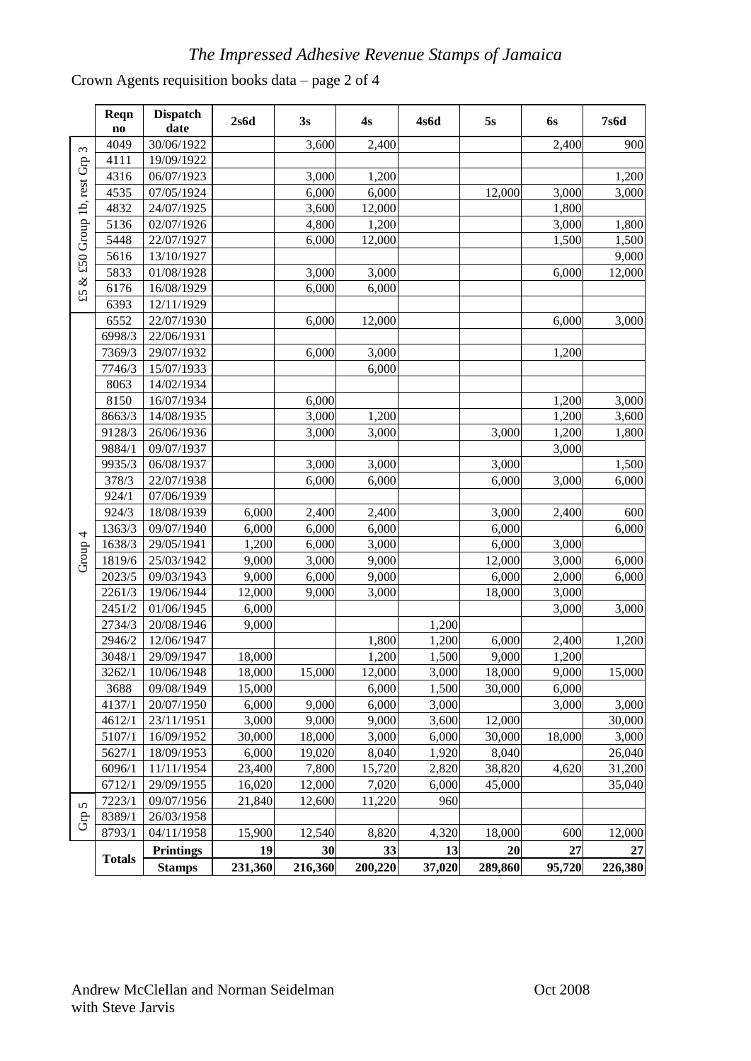# *The Impressed Adhesive Revenue Stamps of Jamaica*

Crown Agents requisition books data – page 2 of 4

| | Reqn no | Dispatch date | 2s6d | 3s | 4s | 4s6d | 5s | 6s | 7s6d |
|---|---|---|---|---|---|---|---|---|---|
| £5 & £50 Group 1b, rest Grp 3 | 4049 | 30/06/1922 | | 3,600 | 2,400 | | | 2,400 | 900 |
| | 4111 | 19/09/1922 | | | | | | | |
| | 4316 | 06/07/1923 | | 3,000 | 1,200 | | | | 1,200 |
| | 4535 | 07/05/1924 | | 6,000 | 6,000 | | 12,000 | 3,000 | 3,000 |
| | 4832 | 24/07/1925 | | 3,600 | 12,000 | | | 1,800 | |
| | 5136 | 02/07/1926 | | 4,800 | 1,200 | | | 3,000 | 1,800 |
| | 5448 | 22/07/1927 | | 6,000 | 12,000 | | | 1,500 | 1,500 |
| | 5616 | 13/10/1927 | | | | | | | 9,000 |
| | 5833 | 01/08/1928 | | 3,000 | 3,000 | | | 6,000 | 12,000 |
| | 6176 | 16/08/1929 | | 6,000 | 6,000 | | | | |
| | 6393 | 12/11/1929 | | | | | | | |
| Group 4 | 6552 | 22/07/1930 | | 6,000 | 12,000 | | | 6,000 | 3,000 |
| | 6998/3 | 22/06/1931 | | | | | | | |
| | 7369/3 | 29/07/1932 | | 6,000 | 3,000 | | | 1,200 | |
| | 7746/3 | 15/07/1933 | | | 6,000 | | | | |
| | 8063 | 14/02/1934 | | | | | | | |
| | 8150 | 16/07/1934 | | 6,000 | | | | 1,200 | 3,000 |
| | 8663/3 | 14/08/1935 | | 3,000 | 1,200 | | | 1,200 | 3,600 |
| | 9128/3 | 26/06/1936 | | 3,000 | 3,000 | | 3,000 | 1,200 | 1,800 |
| | 9884/1 | 09/07/1937 | | | | | | 3,000 | |
| | 9935/3 | 06/08/1937 | | 3,000 | 3,000 | | 3,000 | | 1,500 |
| | 378/3 | 22/07/1938 | | 6,000 | 6,000 | | 6,000 | 3,000 | 6,000 |
| | 924/1 | 07/06/1939 | | | | | | | |
| | 924/3 | 18/08/1939 | 6,000 | 2,400 | 2,400 | | 3,000 | 2,400 | 600 |
| | 1363/3 | 09/07/1940 | 6,000 | 6,000 | 6,000 | | 6,000 | | 6,000 |
| | 1638/3 | 29/05/1941 | 1,200 | 6,000 | 3,000 | | 6,000 | 3,000 | |
| | 1819/6 | 25/03/1942 | 9,000 | 3,000 | 9,000 | | 12,000 | 3,000 | 6,000 |
| | 2023/5 | 09/03/1943 | 9,000 | 6,000 | 9,000 | | 6,000 | 2,000 | 6,000 |
| | 2261/3 | 19/06/1944 | 12,000 | 9,000 | 3,000 | | 18,000 | 3,000 | |
| | 2451/2 | 01/06/1945 | 6,000 | | | | | 3,000 | 3,000 |
| | 2734/3 | 20/08/1946 | 9,000 | | | 1,200 | | | |
| | 2946/2 | 12/06/1947 | | | 1,800 | 1,200 | 6,000 | 2,400 | 1,200 |
| | 3048/1 | 29/09/1947 | 18,000 | | 1,200 | 1,500 | 9,000 | 1,200 | |
| | 3262/1 | 10/06/1948 | 18,000 | 15,000 | 12,000 | 3,000 | 18,000 | 9,000 | 15,000 |
| | 3688 | 09/08/1949 | 15,000 | | 6,000 | 1,500 | 30,000 | 6,000 | |
| | 4137/1 | 20/07/1950 | 6,000 | 9,000 | 6,000 | 3,000 | | 3,000 | 3,000 |
| | 4612/1 | 23/11/1951 | 3,000 | 9,000 | 9,000 | 3,600 | 12,000 | | 30,000 |
| | 5107/1 | 16/09/1952 | 30,000 | 18,000 | 3,000 | 6,000 | 30,000 | 18,000 | 3,000 |
| | 5627/1 | 18/09/1953 | 6,000 | 19,020 | 8,040 | 1,920 | 8,040 | | 26,040 |
| | 6096/1 | 11/11/1954 | 23,400 | 7,800 | 15,720 | 2,820 | 38,820 | 4,620 | 31,200 |
| | 6712/1 | 29/09/1955 | 16,020 | 12,000 | 7,020 | 6,000 | 45,000 | | 35,040 |
| Grp 5 | 7223/1 | 09/07/1956 | 21,840 | 12,600 | 11,220 | 960 | | | |
| | 8389/1 | 26/03/1958 | | | | | | | |
| | 8793/1 | 04/11/1958 | 15,900 | 12,540 | 8,820 | 4,320 | 18,000 | 600 | 12,000 |
| | **Totals** | **Printings** | **19** | **30** | **33** | **13** | **20** | **27** | **27** |
| | | **Stamps** | **231,360** | **216,360** | **200,220** | **37,020** | **289,860** | **95,720** | **226,380** |

Andrew McClellan and Norman Seidelman with Steve Jarvis

Oct 2008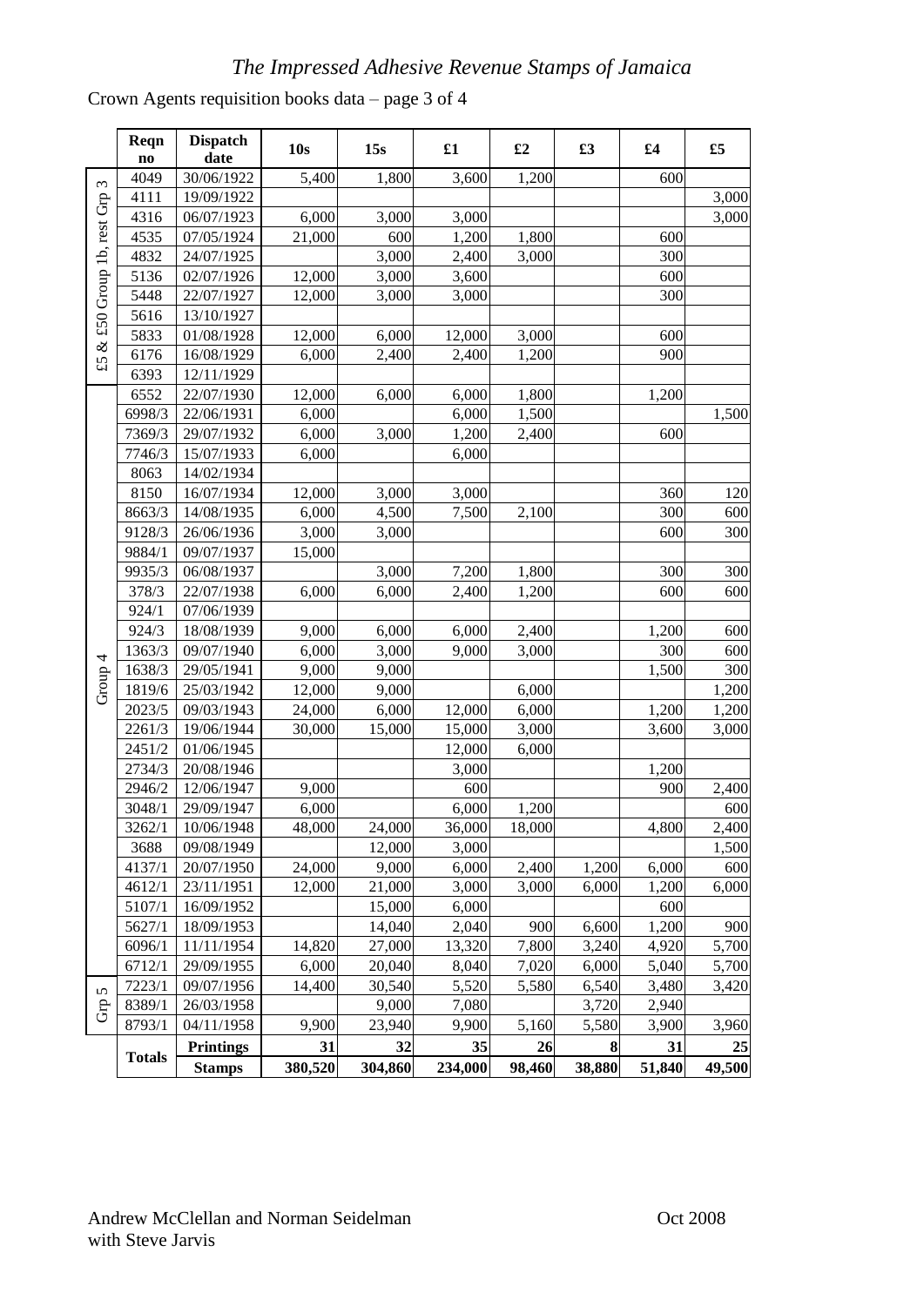# *The Impressed Adhesive Revenue Stamps of Jamaica*

Crown Agents requisition books data – page 3 of 4

| | Reqn no | Dispatch date | 10s | 15s | £1 | £2 | £3 | £4 | £5 |
|---|---|---|---|---|---|---|---|---|---|
| £5 & £50 Group 1b, rest Grp 3 | 4049 | 30/06/1922 | 5,400 | 1,800 | 3,600 | 1,200 | | 600 | |
| | 4111 | 19/09/1922 | | | | | | | 3,000 |
| | 4316 | 06/07/1923 | 6,000 | 3,000 | 3,000 | | | | 3,000 |
| | 4535 | 07/05/1924 | 21,000 | 600 | 1,200 | 1,800 | | 600 | |
| | 4832 | 24/07/1925 | | 3,000 | 2,400 | 3,000 | | 300 | |
| | 5136 | 02/07/1926 | 12,000 | 3,000 | 3,600 | | | 600 | |
| | 5448 | 22/07/1927 | 12,000 | 3,000 | 3,000 | | | 300 | |
| | 5616 | 13/10/1927 | | | | | | | |
| | 5833 | 01/08/1928 | 12,000 | 6,000 | 12,000 | 3,000 | | 600 | |
| | 6176 | 16/08/1929 | 6,000 | 2,400 | 2,400 | 1,200 | | 900 | |
| | 6393 | 12/11/1929 | | | | | | | |
| Group 4 | 6552 | 22/07/1930 | 12,000 | 6,000 | 6,000 | 1,800 | | 1,200 | |
| | 6998/3 | 22/06/1931 | 6,000 | | 6,000 | 1,500 | | | 1,500 |
| | 7369/3 | 29/07/1932 | 6,000 | 3,000 | 1,200 | 2,400 | | 600 | |
| | 7746/3 | 15/07/1933 | 6,000 | | 6,000 | | | | |
| | 8063 | 14/02/1934 | | | | | | | |
| | 8150 | 16/07/1934 | 12,000 | 3,000 | 3,000 | | | 360 | 120 |
| | 8663/3 | 14/08/1935 | 6,000 | 4,500 | 7,500 | 2,100 | | 300 | 600 |
| | 9128/3 | 26/06/1936 | 3,000 | 3,000 | | | | 600 | 300 |
| | 9884/1 | 09/07/1937 | 15,000 | | | | | | |
| | 9935/3 | 06/08/1937 | | 3,000 | 7,200 | 1,800 | | 300 | 300 |
| | 378/3 | 22/07/1938 | 6,000 | 6,000 | 2,400 | 1,200 | | 600 | 600 |
| | 924/1 | 07/06/1939 | | | | | | | |
| | 924/3 | 18/08/1939 | 9,000 | 6,000 | 6,000 | 2,400 | | 1,200 | 600 |
| | 1363/3 | 09/07/1940 | 6,000 | 3,000 | 9,000 | 3,000 | | 300 | 600 |
| | 1638/3 | 29/05/1941 | 9,000 | 9,000 | | | | 1,500 | 300 |
| | 1819/6 | 25/03/1942 | 12,000 | 9,000 | | 6,000 | | | 1,200 |
| | 2023/5 | 09/03/1943 | 24,000 | 6,000 | 12,000 | 6,000 | | 1,200 | 1,200 |
| | 2261/3 | 19/06/1944 | 30,000 | 15,000 | 15,000 | 3,000 | | 3,600 | 3,000 |
| | 2451/2 | 01/06/1945 | | | 12,000 | 6,000 | | | |
| | 2734/3 | 20/08/1946 | | | 3,000 | | | 1,200 | |
| | 2946/2 | 12/06/1947 | 9,000 | | 600 | | | 900 | 2,400 |
| | 3048/1 | 29/09/1947 | 6,000 | | 6,000 | 1,200 | | | 600 |
| | 3262/1 | 10/06/1948 | 48,000 | 24,000 | 36,000 | 18,000 | | 4,800 | 2,400 |
| | 3688 | 09/08/1949 | | 12,000 | 3,000 | | | | 1,500 |
| | 4137/1 | 20/07/1950 | 24,000 | 9,000 | 6,000 | 2,400 | 1,200 | 6,000 | 600 |
| | 4612/1 | 23/11/1951 | 12,000 | 21,000 | 3,000 | 3,000 | 6,000 | 1,200 | 6,000 |
| | 5107/1 | 16/09/1952 | | 15,000 | 6,000 | | | 600 | |
| | 5627/1 | 18/09/1953 | | 14,040 | 2,040 | 900 | 6,600 | 1,200 | 900 |
| | 6096/1 | 11/11/1954 | 14,820 | 27,000 | 13,320 | 7,800 | 3,240 | 4,920 | 5,700 |
| | 6712/1 | 29/09/1955 | 6,000 | 20,040 | 8,040 | 7,020 | 6,000 | 5,040 | 5,700 |
| Grp 5 | 7223/1 | 09/07/1956 | 14,400 | 30,540 | 5,520 | 5,580 | 6,540 | 3,480 | 3,420 |
| | 8389/1 | 26/03/1958 | | 9,000 | 7,080 | | 3,720 | 2,940 | |
| | 8793/1 | 04/11/1958 | 9,900 | 23,940 | 9,900 | 5,160 | 5,580 | 3,900 | 3,960 |
| | **Totals** | **Printings** | **31** | **32** | **35** | **26** | **8** | **31** | **25** |
| | | **Stamps** | **380,520** | **304,860** | **234,000** | **98,460** | **38,880** | **51,840** | **49,500** |

Andrew McClellan and Norman Seidelman with Steve Jarvis — Oct 2008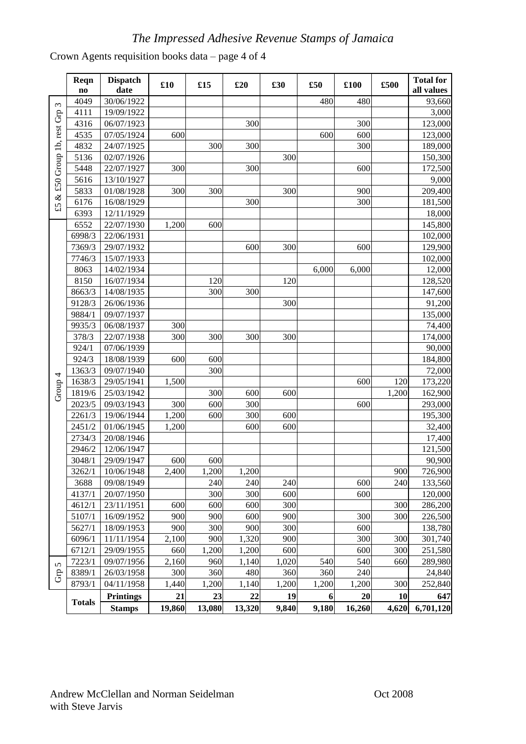# *The Impressed Adhesive Revenue Stamps of Jamaica*

Crown Agents requisition books data – page 4 of 4

| | Reqn no | Dispatch date | £10 | £15 | £20 | £30 | £50 | £100 | £500 | Total for all values |
|---|---|---|---|---|---|---|---|---|---|---|
| £5 & £50 Group 1b, rest Grp 3 | 4049 | 30/06/1922 | | | | | 480 | 480 | | 93,660 |
| | 4111 | 19/09/1922 | | | | | | | | 3,000 |
| | 4316 | 06/07/1923 | | | 300 | | | 300 | | 123,000 |
| | 4535 | 07/05/1924 | 600 | | | | 600 | 600 | | 123,000 |
| | 4832 | 24/07/1925 | | 300 | 300 | | | 300 | | 189,000 |
| | 5136 | 02/07/1926 | | | | 300 | | | | 150,300 |
| | 5448 | 22/07/1927 | 300 | | 300 | | | 600 | | 172,500 |
| | 5616 | 13/10/1927 | | | | | | | | 9,000 |
| | 5833 | 01/08/1928 | 300 | 300 | | 300 | | 900 | | 209,400 |
| | 6176 | 16/08/1929 | | | 300 | | | 300 | | 181,500 |
| | 6393 | 12/11/1929 | | | | | | | | 18,000 |
| Group 4 | 6552 | 22/07/1930 | 1,200 | 600 | | | | | | 145,800 |
| | 6998/3 | 22/06/1931 | | | | | | | | 102,000 |
| | 7369/3 | 29/07/1932 | | | 600 | 300 | | 600 | | 129,900 |
| | 7746/3 | 15/07/1933 | | | | | | | | 102,000 |
| | 8063 | 14/02/1934 | | | | | 6,000 | 6,000 | | 12,000 |
| | 8150 | 16/07/1934 | | 120 | | 120 | | | | 128,520 |
| | 8663/3 | 14/08/1935 | | 300 | 300 | | | | | 147,600 |
| | 9128/3 | 26/06/1936 | | | | 300 | | | | 91,200 |
| | 9884/1 | 09/07/1937 | | | | | | | | 135,000 |
| | 9935/3 | 06/08/1937 | 300 | | | | | | | 74,400 |
| | 378/3 | 22/07/1938 | 300 | 300 | 300 | 300 | | | | 174,000 |
| | 924/1 | 07/06/1939 | | | | | | | | 90,000 |
| | 924/3 | 18/08/1939 | 600 | 600 | | | | | | 184,800 |
| | 1363/3 | 09/07/1940 | | 300 | | | | | | 72,000 |
| | 1638/3 | 29/05/1941 | 1,500 | | | | | 600 | 120 | 173,220 |
| | 1819/6 | 25/03/1942 | | 300 | 600 | 600 | | | 1,200 | 162,900 |
| | 2023/5 | 09/03/1943 | 300 | 600 | 300 | | | 600 | | 293,000 |
| | 2261/3 | 19/06/1944 | 1,200 | 600 | 300 | 600 | | | | 195,300 |
| | 2451/2 | 01/06/1945 | 1,200 | | 600 | 600 | | | | 32,400 |
| | 2734/3 | 20/08/1946 | | | | | | | | 17,400 |
| | 2946/2 | 12/06/1947 | | | | | | | | 121,500 |
| | 3048/1 | 29/09/1947 | 600 | 600 | | | | | | 90,900 |
| | 3262/1 | 10/06/1948 | 2,400 | 1,200 | 1,200 | | | | 900 | 726,900 |
| | 3688 | 09/08/1949 | | 240 | 240 | 240 | | 600 | 240 | 133,560 |
| | 4137/1 | 20/07/1950 | | 300 | 300 | 600 | | 600 | | 120,000 |
| | 4612/1 | 23/11/1951 | 600 | 600 | 600 | 300 | | | 300 | 286,200 |
| | 5107/1 | 16/09/1952 | 900 | 900 | 600 | 900 | | 300 | 300 | 226,500 |
| | 5627/1 | 18/09/1953 | 900 | 300 | 900 | 300 | | 600 | | 138,780 |
| | 6096/1 | 11/11/1954 | 2,100 | 900 | 1,320 | 900 | | 300 | 300 | 301,740 |
| | 6712/1 | 29/09/1955 | 660 | 1,200 | 1,200 | 600 | | 600 | 300 | 251,580 |
| Grp 5 | 7223/1 | 09/07/1956 | 2,160 | 960 | 1,140 | 1,020 | 540 | 540 | 660 | 289,980 |
| | 8389/1 | 26/03/1958 | 300 | 360 | 480 | 360 | 360 | 240 | | 24,840 |
| | 8793/1 | 04/11/1958 | 1,440 | 1,200 | 1,140 | 1,200 | 1,200 | 1,200 | 300 | 252,840 |
| | **Totals** | **Printings** | **21** | **23** | **22** | **19** | **6** | **20** | **10** | **647** |
| | | **Stamps** | **19,860** | **13,080** | **13,320** | **9,840** | **9,180** | **16,260** | **4,620** | **6,701,120** |

Andrew McClellan and Norman Seidelman with Steve Jarvis

Oct 2008